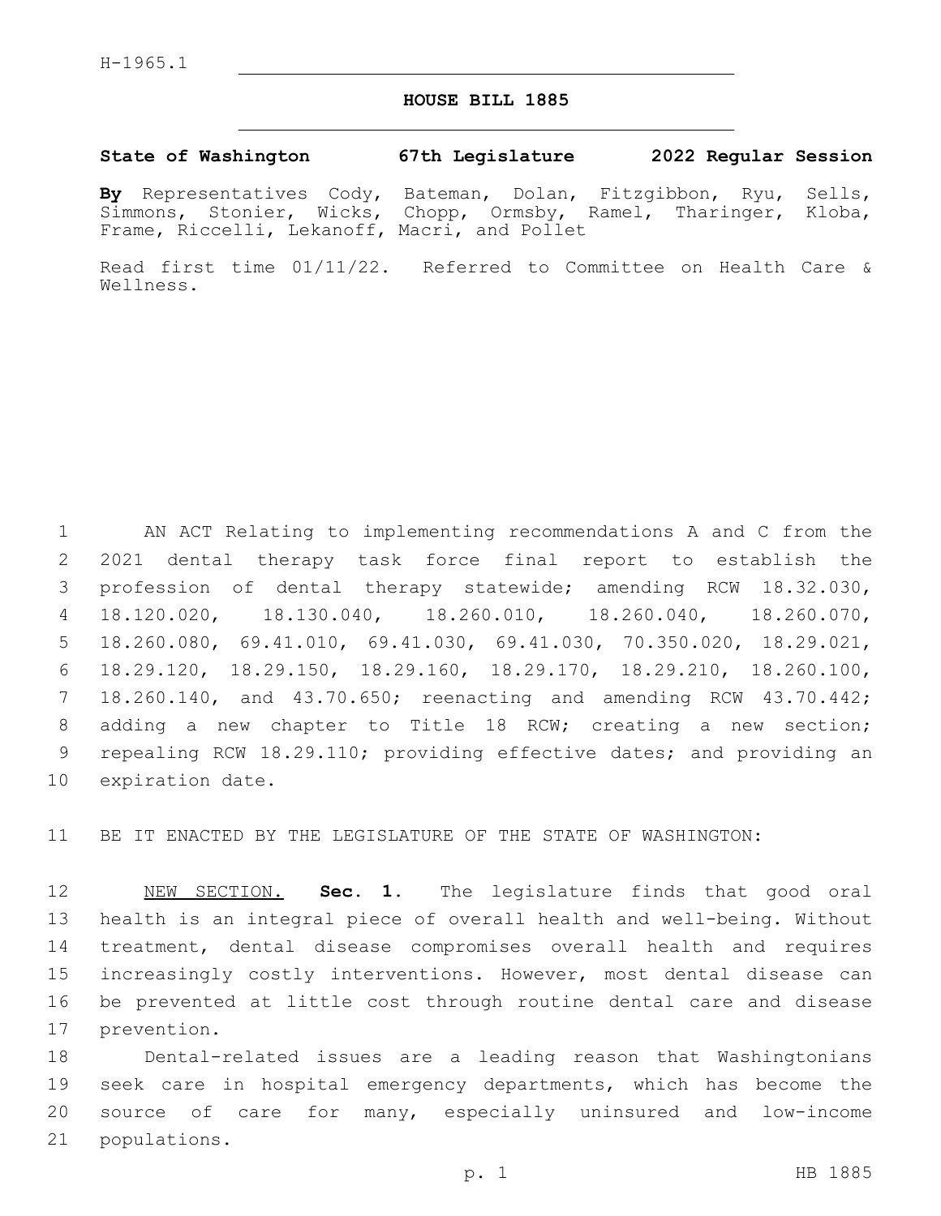H-1965.1

# HOUSE BILL 1885

**State of Washington 67th Legislature 2022 Regular Session**

**By** Representatives Cody, Bateman, Dolan, Fitzgibbon, Ryu, Sells, Simmons, Stonier, Wicks, Chopp, Ormsby, Ramel, Tharinger, Kloba, Frame, Riccelli, Lekanoff, Macri, and Pollet

Read first time 01/11/22. Referred to Committee on Health Care & Wellness.

AN ACT Relating to implementing recommendations A and C from the 2021 dental therapy task force final report to establish the profession of dental therapy statewide; amending RCW 18.32.030, 18.120.020, 18.130.040, 18.260.010, 18.260.040, 18.260.070, 18.260.080, 69.41.010, 69.41.030, 69.41.030, 70.350.020, 18.29.021, 18.29.120, 18.29.150, 18.29.160, 18.29.170, 18.29.210, 18.260.100, 18.260.140, and 43.70.650; reenacting and amending RCW 43.70.442; adding a new chapter to Title 18 RCW; creating a new section; repealing RCW 18.29.110; providing effective dates; and providing an expiration date.

BE IT ENACTED BY THE LEGISLATURE OF THE STATE OF WASHINGTON:

NEW SECTION. **Sec. 1.** The legislature finds that good oral health is an integral piece of overall health and well-being. Without treatment, dental disease compromises overall health and requires increasingly costly interventions. However, most dental disease can be prevented at little cost through routine dental care and disease prevention.

Dental-related issues are a leading reason that Washingtonians seek care in hospital emergency departments, which has become the source of care for many, especially uninsured and low-income populations.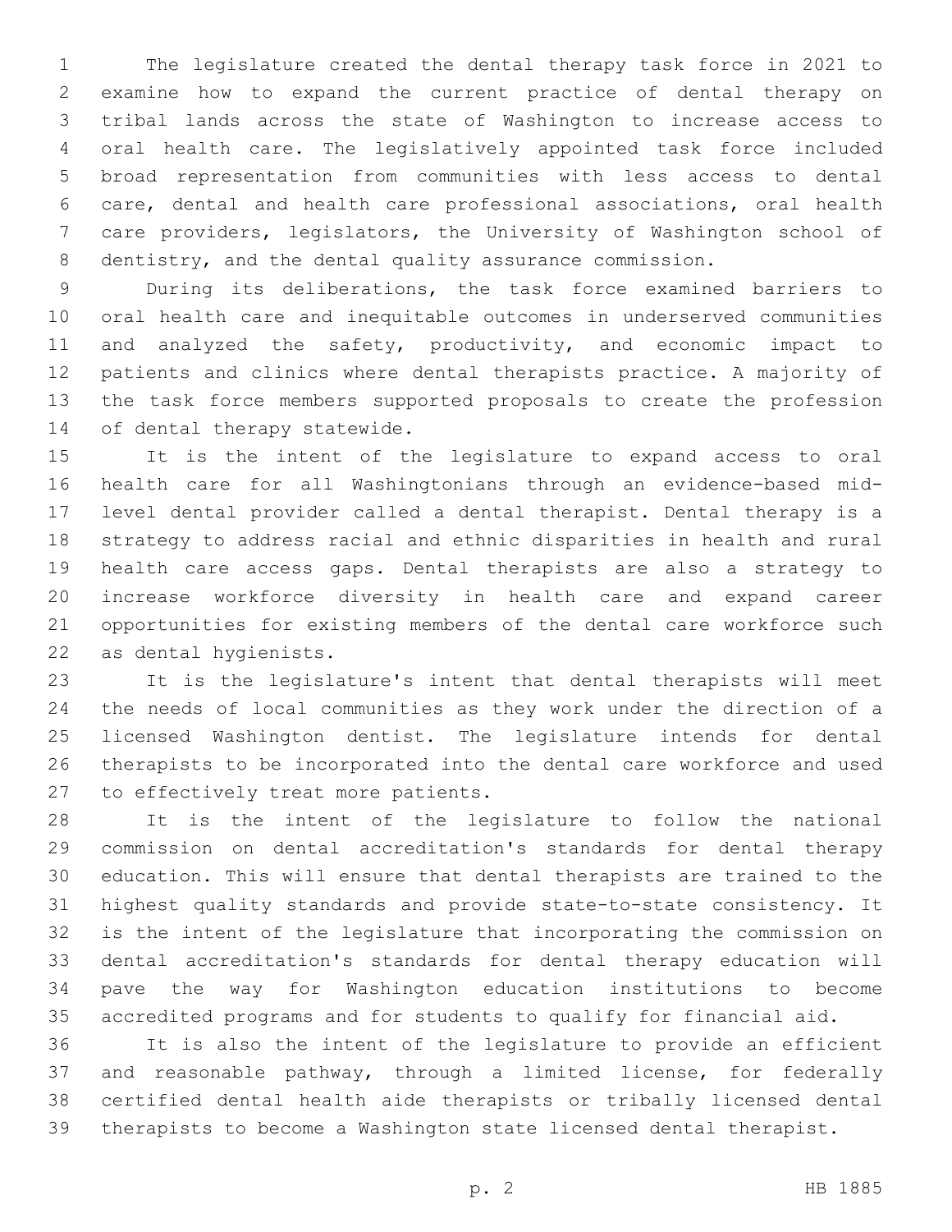The legislature created the dental therapy task force in 2021 to examine how to expand the current practice of dental therapy on tribal lands across the state of Washington to increase access to oral health care. The legislatively appointed task force included broad representation from communities with less access to dental care, dental and health care professional associations, oral health care providers, legislators, the University of Washington school of dentistry, and the dental quality assurance commission.

During its deliberations, the task force examined barriers to oral health care and inequitable outcomes in underserved communities and analyzed the safety, productivity, and economic impact to patients and clinics where dental therapists practice. A majority of the task force members supported proposals to create the profession of dental therapy statewide.

It is the intent of the legislature to expand access to oral health care for all Washingtonians through an evidence-based mid-level dental provider called a dental therapist. Dental therapy is a strategy to address racial and ethnic disparities in health and rural health care access gaps. Dental therapists are also a strategy to increase workforce diversity in health care and expand career opportunities for existing members of the dental care workforce such as dental hygienists.

It is the legislature's intent that dental therapists will meet the needs of local communities as they work under the direction of a licensed Washington dentist. The legislature intends for dental therapists to be incorporated into the dental care workforce and used to effectively treat more patients.

It is the intent of the legislature to follow the national commission on dental accreditation's standards for dental therapy education. This will ensure that dental therapists are trained to the highest quality standards and provide state-to-state consistency. It is the intent of the legislature that incorporating the commission on dental accreditation's standards for dental therapy education will pave the way for Washington education institutions to become accredited programs and for students to qualify for financial aid.

It is also the intent of the legislature to provide an efficient and reasonable pathway, through a limited license, for federally certified dental health aide therapists or tribally licensed dental therapists to become a Washington state licensed dental therapist.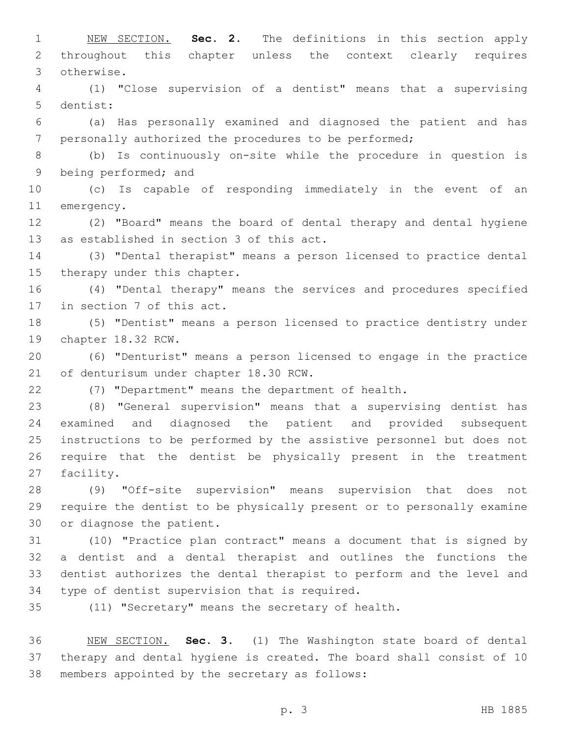NEW SECTION. **Sec. 2.** The definitions in this section apply throughout this chapter unless the context clearly requires otherwise.

(1) "Close supervision of a dentist" means that a supervising dentist:

(a) Has personally examined and diagnosed the patient and has personally authorized the procedures to be performed;

(b) Is continuously on-site while the procedure in question is being performed; and

(c) Is capable of responding immediately in the event of an emergency.

(2) "Board" means the board of dental therapy and dental hygiene as established in section 3 of this act.

(3) "Dental therapist" means a person licensed to practice dental therapy under this chapter.

(4) "Dental therapy" means the services and procedures specified in section 7 of this act.

(5) "Dentist" means a person licensed to practice dentistry under chapter 18.32 RCW.

(6) "Denturist" means a person licensed to engage in the practice of denturisum under chapter 18.30 RCW.

(7) "Department" means the department of health.

(8) "General supervision" means that a supervising dentist has examined and diagnosed the patient and provided subsequent instructions to be performed by the assistive personnel but does not require that the dentist be physically present in the treatment facility.

(9) "Off-site supervision" means supervision that does not require the dentist to be physically present or to personally examine or diagnose the patient.

(10) "Practice plan contract" means a document that is signed by a dentist and a dental therapist and outlines the functions the dentist authorizes the dental therapist to perform and the level and type of dentist supervision that is required.

(11) "Secretary" means the secretary of health.

NEW SECTION. **Sec. 3.** (1) The Washington state board of dental therapy and dental hygiene is created. The board shall consist of 10 members appointed by the secretary as follows: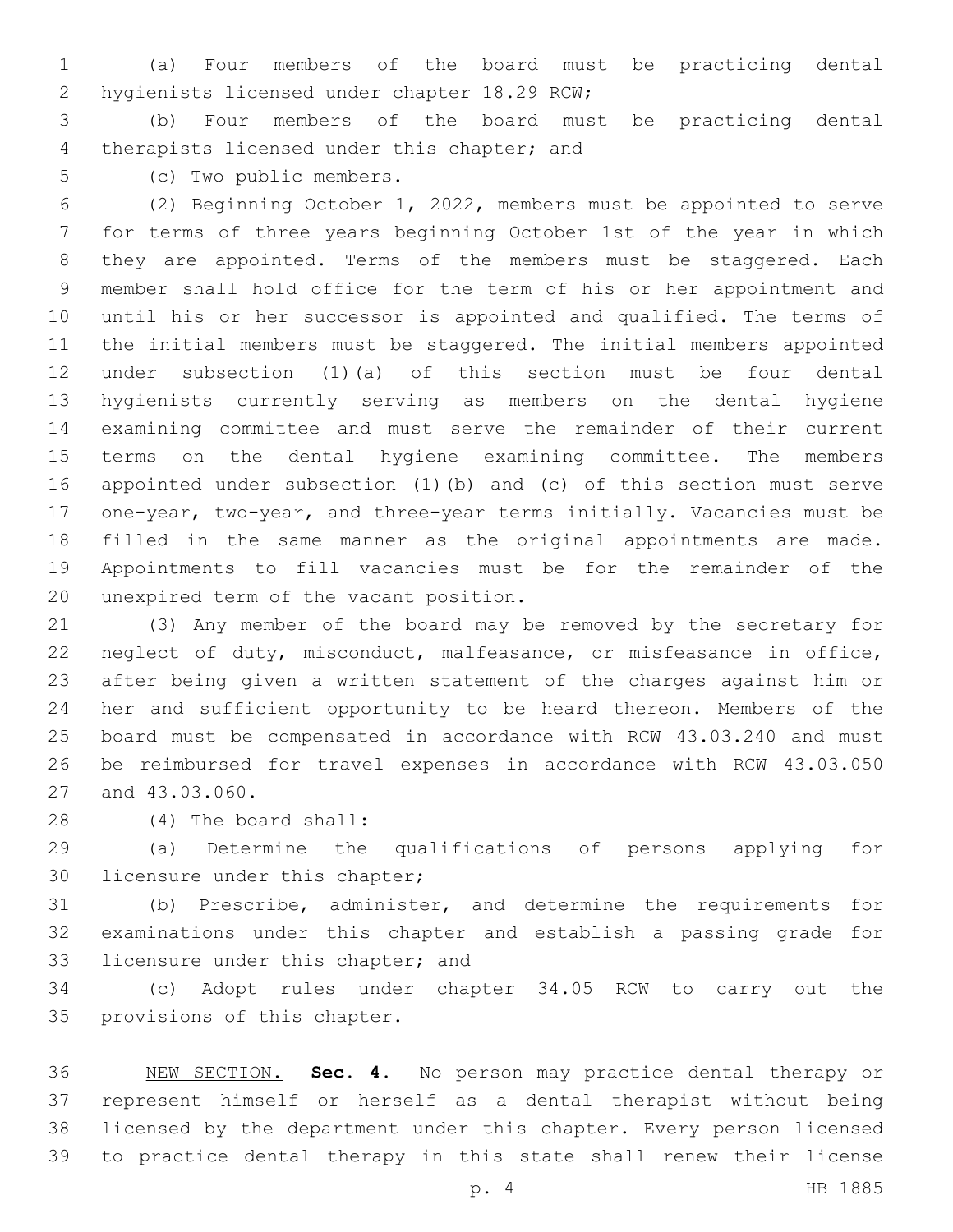(a) Four members of the board must be practicing dental hygienists licensed under chapter 18.29 RCW;

(b) Four members of the board must be practicing dental therapists licensed under this chapter; and

(c) Two public members.

(2) Beginning October 1, 2022, members must be appointed to serve for terms of three years beginning October 1st of the year in which they are appointed. Terms of the members must be staggered. Each member shall hold office for the term of his or her appointment and until his or her successor is appointed and qualified. The terms of the initial members must be staggered. The initial members appointed under subsection (1)(a) of this section must be four dental hygienists currently serving as members on the dental hygiene examining committee and must serve the remainder of their current terms on the dental hygiene examining committee. The members appointed under subsection (1)(b) and (c) of this section must serve one-year, two-year, and three-year terms initially. Vacancies must be filled in the same manner as the original appointments are made. Appointments to fill vacancies must be for the remainder of the unexpired term of the vacant position.

(3) Any member of the board may be removed by the secretary for neglect of duty, misconduct, malfeasance, or misfeasance in office, after being given a written statement of the charges against him or her and sufficient opportunity to be heard thereon. Members of the board must be compensated in accordance with RCW 43.03.240 and must be reimbursed for travel expenses in accordance with RCW 43.03.050 and 43.03.060.

(4) The board shall:

(a) Determine the qualifications of persons applying for licensure under this chapter;

(b) Prescribe, administer, and determine the requirements for examinations under this chapter and establish a passing grade for licensure under this chapter; and

(c) Adopt rules under chapter 34.05 RCW to carry out the provisions of this chapter.

NEW SECTION. **Sec. 4.** No person may practice dental therapy or represent himself or herself as a dental therapist without being licensed by the department under this chapter. Every person licensed to practice dental therapy in this state shall renew their license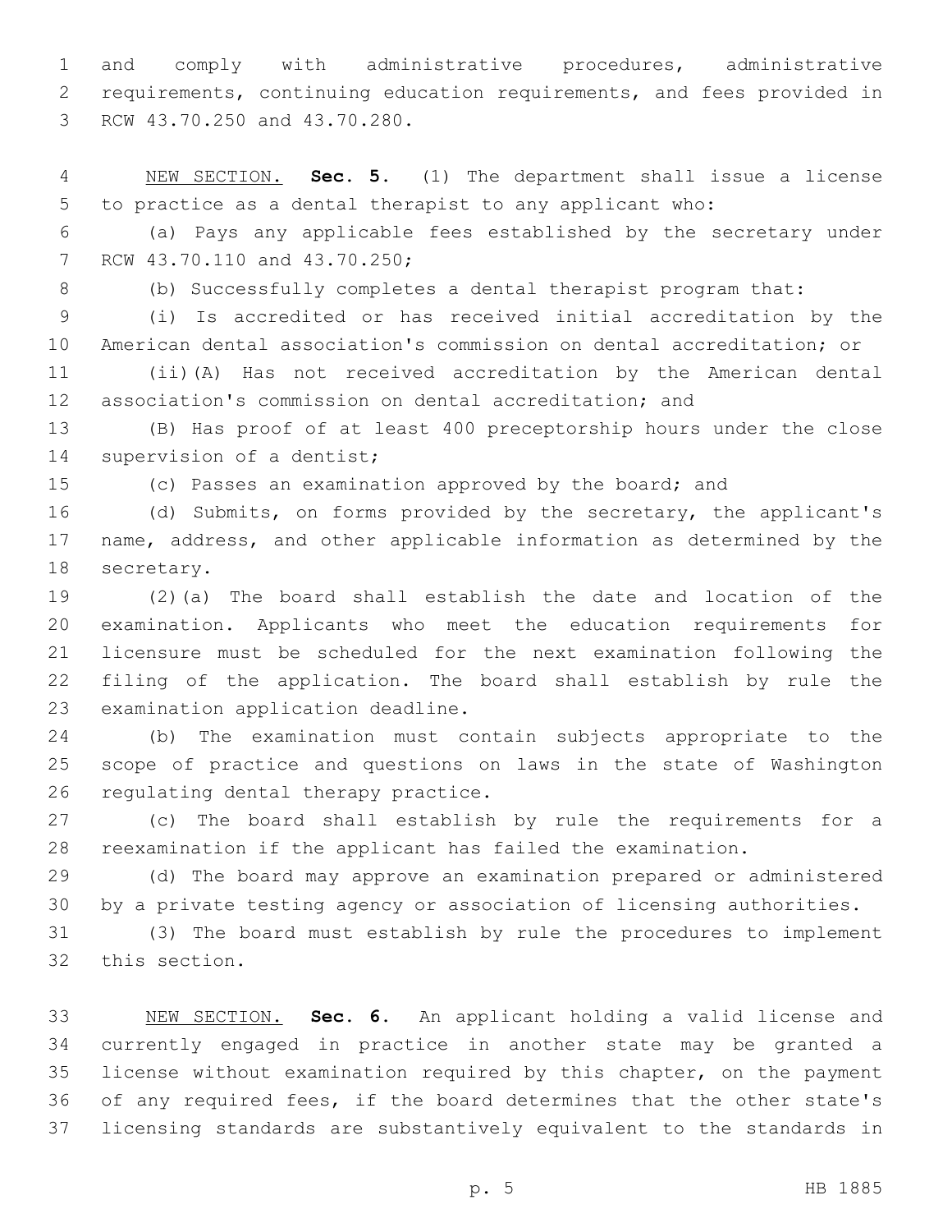and comply with administrative procedures, administrative requirements, continuing education requirements, and fees provided in RCW 43.70.250 and 43.70.280.

NEW SECTION. **Sec. 5.** (1) The department shall issue a license to practice as a dental therapist to any applicant who:

(a) Pays any applicable fees established by the secretary under RCW 43.70.110 and 43.70.250;

(b) Successfully completes a dental therapist program that:

(i) Is accredited or has received initial accreditation by the American dental association's commission on dental accreditation; or

(ii)(A) Has not received accreditation by the American dental association's commission on dental accreditation; and

(B) Has proof of at least 400 preceptorship hours under the close supervision of a dentist;

(c) Passes an examination approved by the board; and

(d) Submits, on forms provided by the secretary, the applicant's name, address, and other applicable information as determined by the secretary.

(2)(a) The board shall establish the date and location of the examination. Applicants who meet the education requirements for licensure must be scheduled for the next examination following the filing of the application. The board shall establish by rule the examination application deadline.

(b) The examination must contain subjects appropriate to the scope of practice and questions on laws in the state of Washington regulating dental therapy practice.

(c) The board shall establish by rule the requirements for a reexamination if the applicant has failed the examination.

(d) The board may approve an examination prepared or administered by a private testing agency or association of licensing authorities.

(3) The board must establish by rule the procedures to implement this section.

NEW SECTION. **Sec. 6.** An applicant holding a valid license and currently engaged in practice in another state may be granted a license without examination required by this chapter, on the payment of any required fees, if the board determines that the other state's licensing standards are substantively equivalent to the standards in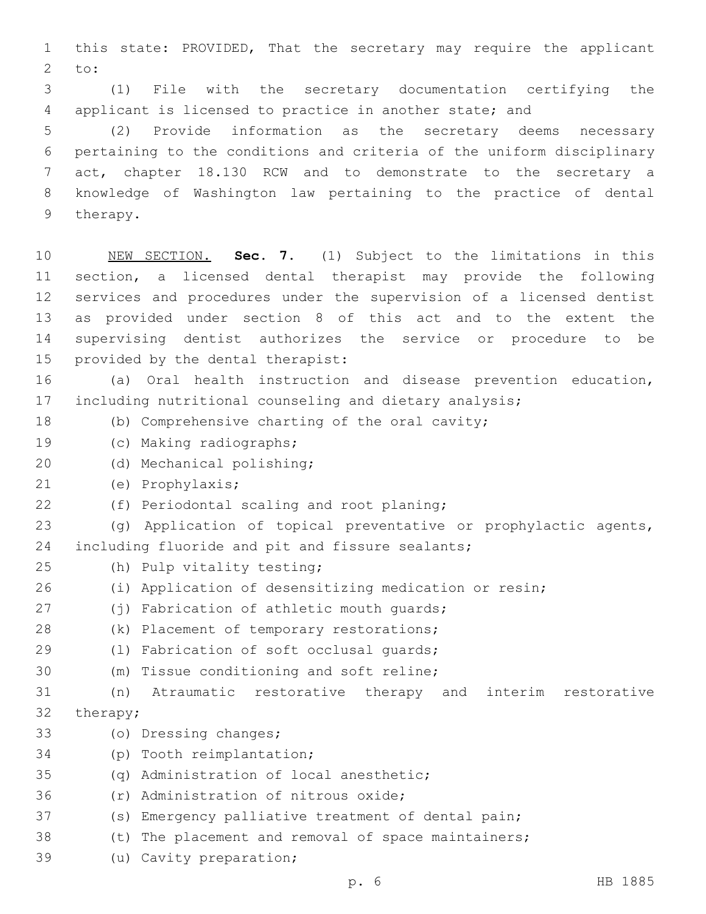this state: PROVIDED, That the secretary may require the applicant to:

(1) File with the secretary documentation certifying the applicant is licensed to practice in another state; and

(2) Provide information as the secretary deems necessary pertaining to the conditions and criteria of the uniform disciplinary act, chapter 18.130 RCW and to demonstrate to the secretary a knowledge of Washington law pertaining to the practice of dental therapy.

NEW SECTION. **Sec. 7.** (1) Subject to the limitations in this section, a licensed dental therapist may provide the following services and procedures under the supervision of a licensed dentist as provided under section 8 of this act and to the extent the supervising dentist authorizes the service or procedure to be provided by the dental therapist:

(a) Oral health instruction and disease prevention education, including nutritional counseling and dietary analysis;

(b) Comprehensive charting of the oral cavity;

(c) Making radiographs;

(d) Mechanical polishing;

(e) Prophylaxis;

(f) Periodontal scaling and root planing;

(g) Application of topical preventative or prophylactic agents, including fluoride and pit and fissure sealants;

(h) Pulp vitality testing;

(i) Application of desensitizing medication or resin;

(j) Fabrication of athletic mouth guards;

(k) Placement of temporary restorations;

(l) Fabrication of soft occlusal guards;

(m) Tissue conditioning and soft reline;

(n) Atraumatic restorative therapy and interim restorative therapy;

(o) Dressing changes;

(p) Tooth reimplantation;

(q) Administration of local anesthetic;

(r) Administration of nitrous oxide;

(s) Emergency palliative treatment of dental pain;

(t) The placement and removal of space maintainers;

(u) Cavity preparation;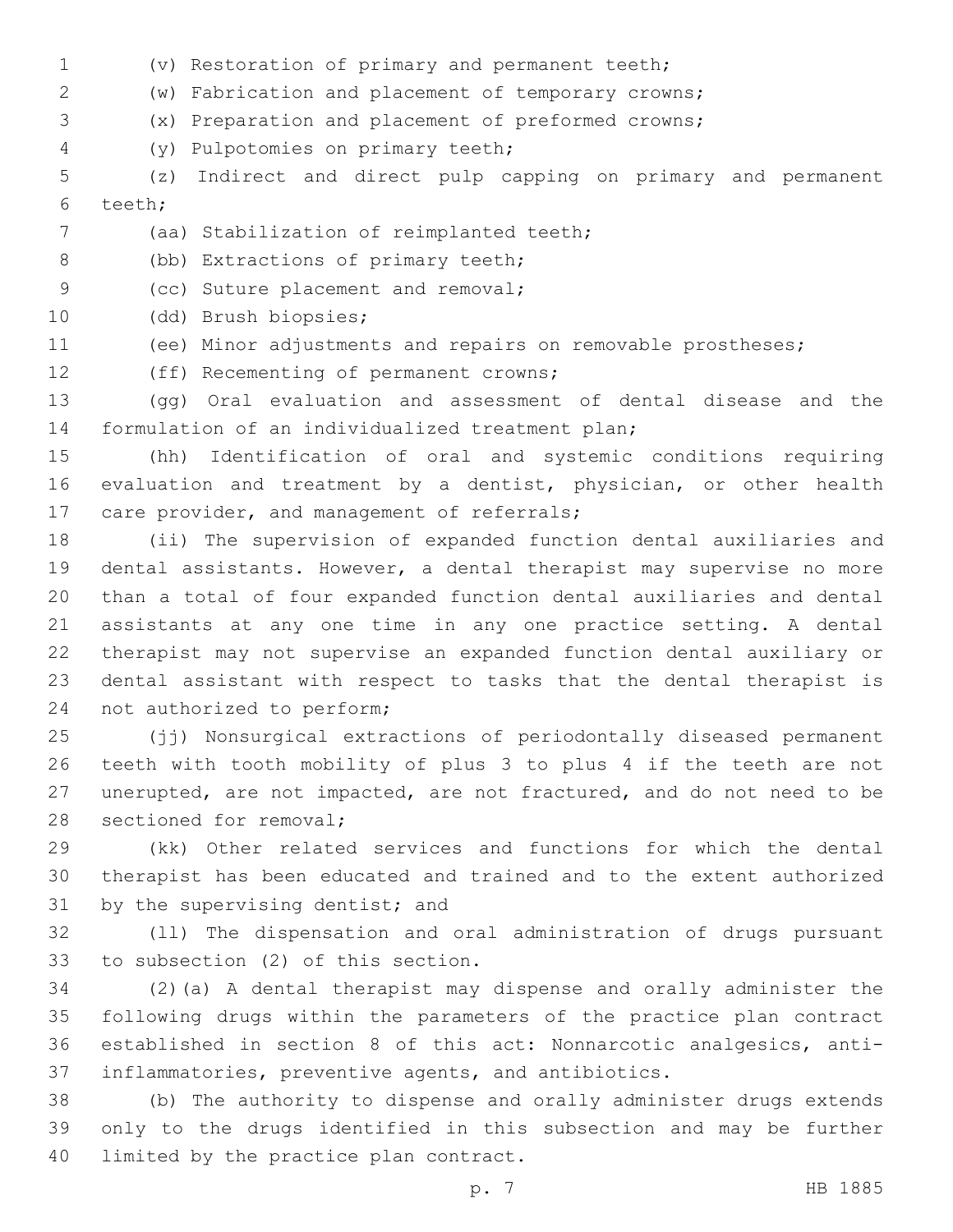(v) Restoration of primary and permanent teeth;

(w) Fabrication and placement of temporary crowns;

(x) Preparation and placement of preformed crowns;

(y) Pulpotomies on primary teeth;

(z) Indirect and direct pulp capping on primary and permanent teeth;

(aa) Stabilization of reimplanted teeth;

(bb) Extractions of primary teeth;

(cc) Suture placement and removal;

(dd) Brush biopsies;

(ee) Minor adjustments and repairs on removable prostheses;

(ff) Recementing of permanent crowns;

(gg) Oral evaluation and assessment of dental disease and the formulation of an individualized treatment plan;

(hh) Identification of oral and systemic conditions requiring evaluation and treatment by a dentist, physician, or other health care provider, and management of referrals;

(ii) The supervision of expanded function dental auxiliaries and dental assistants. However, a dental therapist may supervise no more than a total of four expanded function dental auxiliaries and dental assistants at any one time in any one practice setting. A dental therapist may not supervise an expanded function dental auxiliary or dental assistant with respect to tasks that the dental therapist is not authorized to perform;

(jj) Nonsurgical extractions of periodontally diseased permanent teeth with tooth mobility of plus 3 to plus 4 if the teeth are not unerupted, are not impacted, are not fractured, and do not need to be sectioned for removal;

(kk) Other related services and functions for which the dental therapist has been educated and trained and to the extent authorized by the supervising dentist; and

(ll) The dispensation and oral administration of drugs pursuant to subsection (2) of this section.

(2)(a) A dental therapist may dispense and orally administer the following drugs within the parameters of the practice plan contract established in section 8 of this act: Nonnarcotic analgesics, anti-inflammatories, preventive agents, and antibiotics.

(b) The authority to dispense and orally administer drugs extends only to the drugs identified in this subsection and may be further limited by the practice plan contract.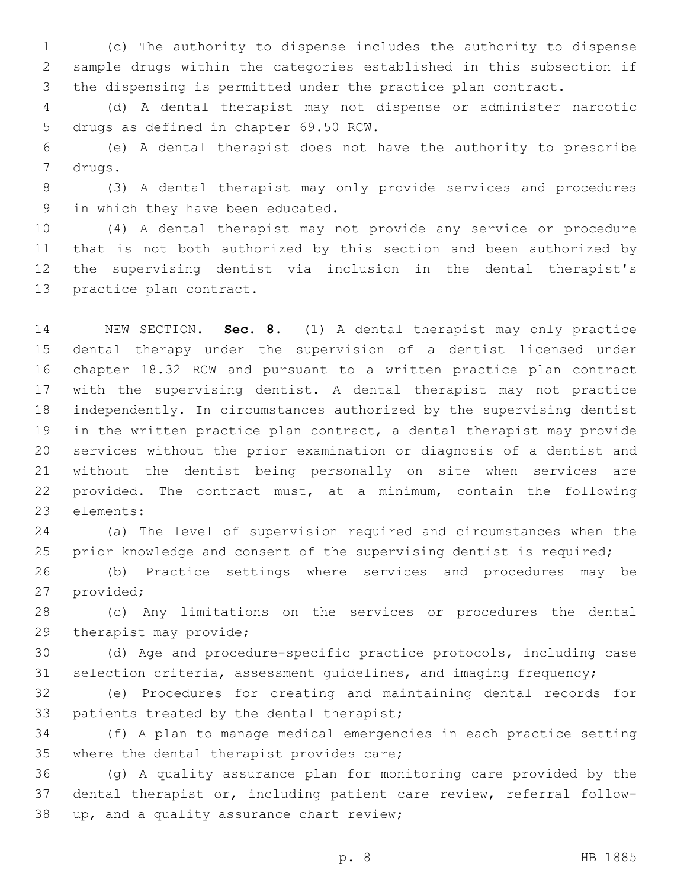(c) The authority to dispense includes the authority to dispense sample drugs within the categories established in this subsection if the dispensing is permitted under the practice plan contract.

(d) A dental therapist may not dispense or administer narcotic drugs as defined in chapter 69.50 RCW.

(e) A dental therapist does not have the authority to prescribe drugs.

(3) A dental therapist may only provide services and procedures in which they have been educated.

(4) A dental therapist may not provide any service or procedure that is not both authorized by this section and been authorized by the supervising dentist via inclusion in the dental therapist's practice plan contract.

NEW SECTION. **Sec. 8.** (1) A dental therapist may only practice dental therapy under the supervision of a dentist licensed under chapter 18.32 RCW and pursuant to a written practice plan contract with the supervising dentist. A dental therapist may not practice independently. In circumstances authorized by the supervising dentist in the written practice plan contract, a dental therapist may provide services without the prior examination or diagnosis of a dentist and without the dentist being personally on site when services are provided. The contract must, at a minimum, contain the following elements:

(a) The level of supervision required and circumstances when the prior knowledge and consent of the supervising dentist is required;

(b) Practice settings where services and procedures may be provided;

(c) Any limitations on the services or procedures the dental therapist may provide;

(d) Age and procedure-specific practice protocols, including case selection criteria, assessment guidelines, and imaging frequency;

(e) Procedures for creating and maintaining dental records for patients treated by the dental therapist;

(f) A plan to manage medical emergencies in each practice setting where the dental therapist provides care;

(g) A quality assurance plan for monitoring care provided by the dental therapist or, including patient care review, referral follow-up, and a quality assurance chart review;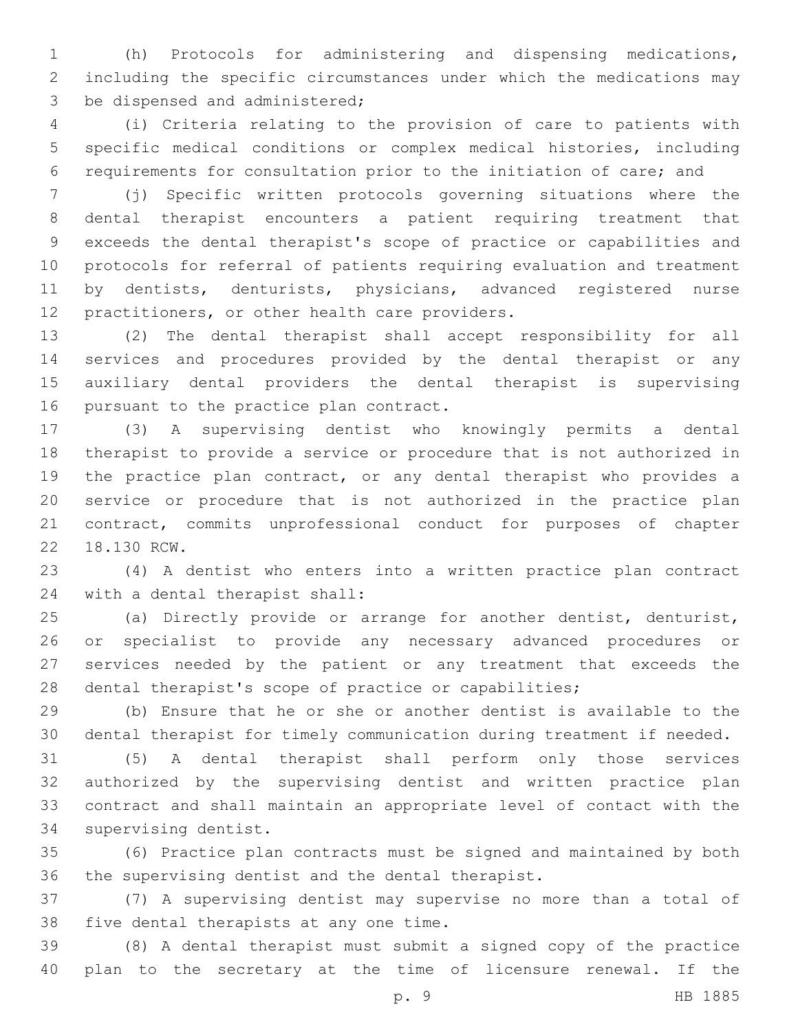(h) Protocols for administering and dispensing medications, including the specific circumstances under which the medications may be dispensed and administered;

(i) Criteria relating to the provision of care to patients with specific medical conditions or complex medical histories, including requirements for consultation prior to the initiation of care; and

(j) Specific written protocols governing situations where the dental therapist encounters a patient requiring treatment that exceeds the dental therapist's scope of practice or capabilities and protocols for referral of patients requiring evaluation and treatment by dentists, denturists, physicians, advanced registered nurse practitioners, or other health care providers.

(2) The dental therapist shall accept responsibility for all services and procedures provided by the dental therapist or any auxiliary dental providers the dental therapist is supervising pursuant to the practice plan contract.

(3) A supervising dentist who knowingly permits a dental therapist to provide a service or procedure that is not authorized in the practice plan contract, or any dental therapist who provides a service or procedure that is not authorized in the practice plan contract, commits unprofessional conduct for purposes of chapter 18.130 RCW.

(4) A dentist who enters into a written practice plan contract with a dental therapist shall:

(a) Directly provide or arrange for another dentist, denturist, or specialist to provide any necessary advanced procedures or services needed by the patient or any treatment that exceeds the dental therapist's scope of practice or capabilities;

(b) Ensure that he or she or another dentist is available to the dental therapist for timely communication during treatment if needed.

(5) A dental therapist shall perform only those services authorized by the supervising dentist and written practice plan contract and shall maintain an appropriate level of contact with the supervising dentist.

(6) Practice plan contracts must be signed and maintained by both the supervising dentist and the dental therapist.

(7) A supervising dentist may supervise no more than a total of five dental therapists at any one time.

(8) A dental therapist must submit a signed copy of the practice plan to the secretary at the time of licensure renewal. If the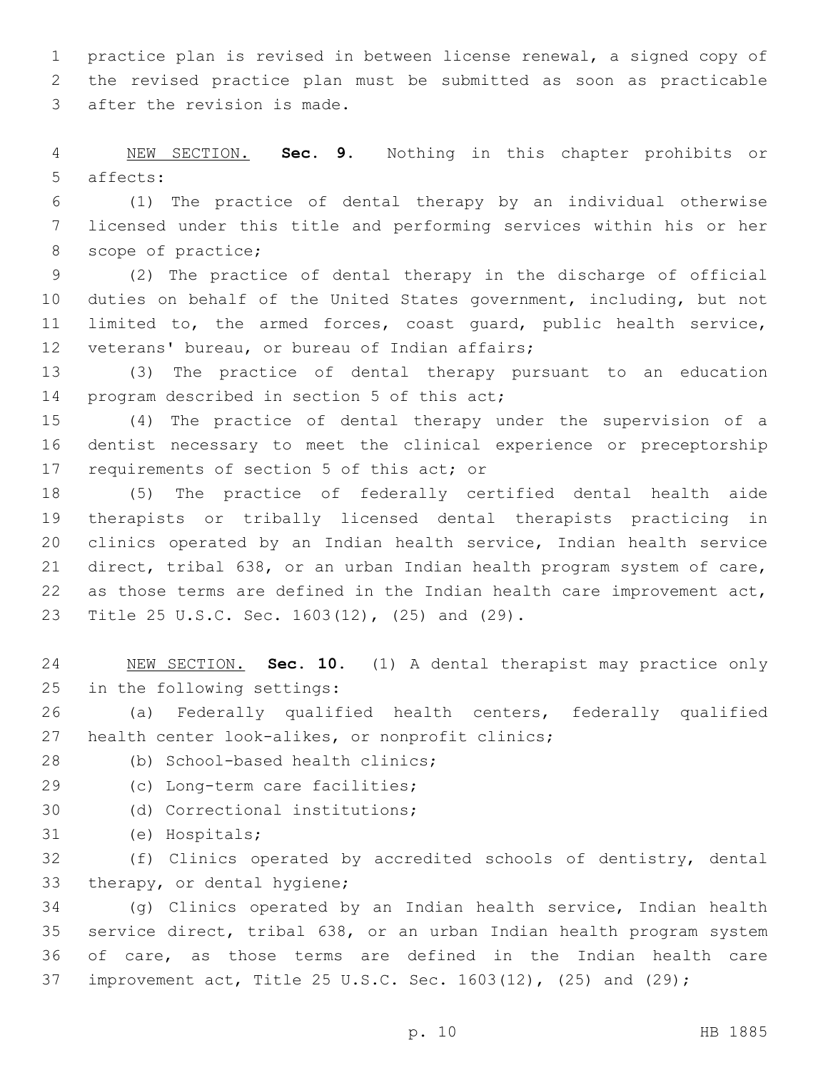practice plan is revised in between license renewal, a signed copy of the revised practice plan must be submitted as soon as practicable after the revision is made.

<u>NEW SECTION.</u> **Sec. 9.** Nothing in this chapter prohibits or affects:

(1) The practice of dental therapy by an individual otherwise licensed under this title and performing services within his or her scope of practice;

(2) The practice of dental therapy in the discharge of official duties on behalf of the United States government, including, but not limited to, the armed forces, coast guard, public health service, veterans' bureau, or bureau of Indian affairs;

(3) The practice of dental therapy pursuant to an education program described in section 5 of this act;

(4) The practice of dental therapy under the supervision of a dentist necessary to meet the clinical experience or preceptorship requirements of section 5 of this act; or

(5) The practice of federally certified dental health aide therapists or tribally licensed dental therapists practicing in clinics operated by an Indian health service, Indian health service direct, tribal 638, or an urban Indian health program system of care, as those terms are defined in the Indian health care improvement act, Title 25 U.S.C. Sec. 1603(12), (25) and (29).

<u>NEW SECTION.</u> **Sec. 10.** (1) A dental therapist may practice only in the following settings:

(a) Federally qualified health centers, federally qualified health center look-alikes, or nonprofit clinics;

(b) School-based health clinics;

(c) Long-term care facilities;

(d) Correctional institutions;

(e) Hospitals;

(f) Clinics operated by accredited schools of dentistry, dental therapy, or dental hygiene;

(g) Clinics operated by an Indian health service, Indian health service direct, tribal 638, or an urban Indian health program system of care, as those terms are defined in the Indian health care improvement act, Title 25 U.S.C. Sec. 1603(12), (25) and (29);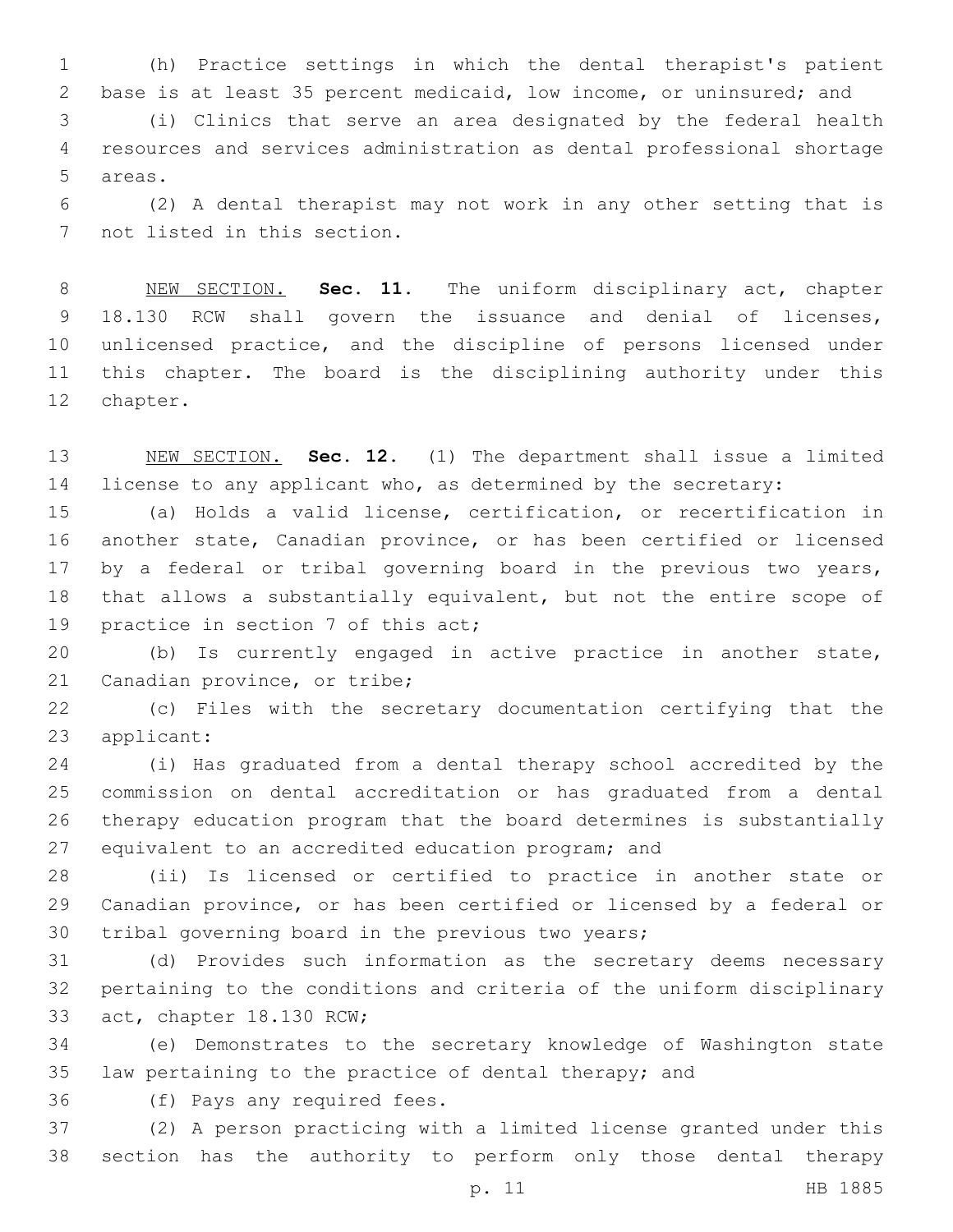(h) Practice settings in which the dental therapist's patient base is at least 35 percent medicaid, low income, or uninsured; and

(i) Clinics that serve an area designated by the federal health resources and services administration as dental professional shortage areas.

(2) A dental therapist may not work in any other setting that is not listed in this section.

NEW SECTION. **Sec. 11.** The uniform disciplinary act, chapter 18.130 RCW shall govern the issuance and denial of licenses, unlicensed practice, and the discipline of persons licensed under this chapter. The board is the disciplining authority under this chapter.

NEW SECTION. **Sec. 12.** (1) The department shall issue a limited license to any applicant who, as determined by the secretary:

(a) Holds a valid license, certification, or recertification in another state, Canadian province, or has been certified or licensed by a federal or tribal governing board in the previous two years, that allows a substantially equivalent, but not the entire scope of practice in section 7 of this act;

(b) Is currently engaged in active practice in another state, Canadian province, or tribe;

(c) Files with the secretary documentation certifying that the applicant:

(i) Has graduated from a dental therapy school accredited by the commission on dental accreditation or has graduated from a dental therapy education program that the board determines is substantially equivalent to an accredited education program; and

(ii) Is licensed or certified to practice in another state or Canadian province, or has been certified or licensed by a federal or tribal governing board in the previous two years;

(d) Provides such information as the secretary deems necessary pertaining to the conditions and criteria of the uniform disciplinary act, chapter 18.130 RCW;

(e) Demonstrates to the secretary knowledge of Washington state law pertaining to the practice of dental therapy; and

(f) Pays any required fees.

(2) A person practicing with a limited license granted under this section has the authority to perform only those dental therapy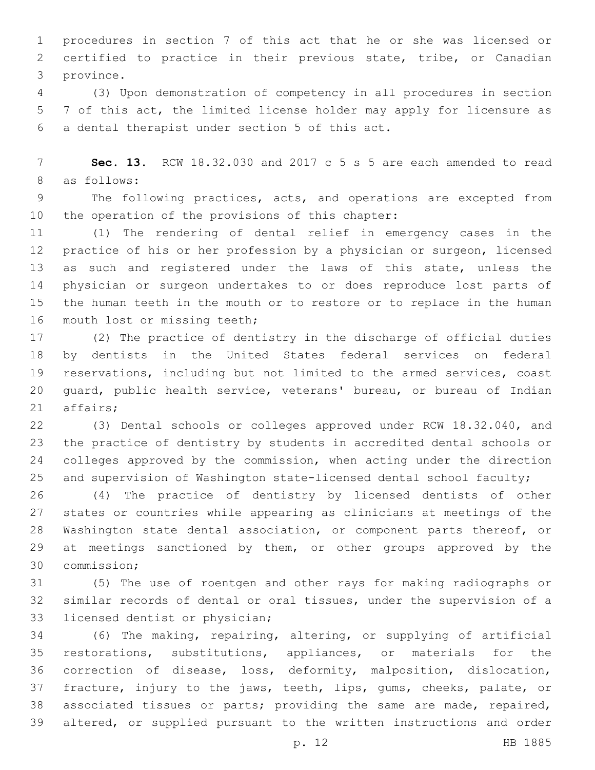procedures in section 7 of this act that he or she was licensed or certified to practice in their previous state, tribe, or Canadian province.

(3) Upon demonstration of competency in all procedures in section 7 of this act, the limited license holder may apply for licensure as a dental therapist under section 5 of this act.

**Sec. 13.** RCW 18.32.030 and 2017 c 5 s 5 are each amended to read as follows:

The following practices, acts, and operations are excepted from the operation of the provisions of this chapter:

(1) The rendering of dental relief in emergency cases in the practice of his or her profession by a physician or surgeon, licensed as such and registered under the laws of this state, unless the physician or surgeon undertakes to or does reproduce lost parts of the human teeth in the mouth or to restore or to replace in the human mouth lost or missing teeth;

(2) The practice of dentistry in the discharge of official duties by dentists in the United States federal services on federal reservations, including but not limited to the armed services, coast guard, public health service, veterans' bureau, or bureau of Indian affairs;

(3) Dental schools or colleges approved under RCW 18.32.040, and the practice of dentistry by students in accredited dental schools or colleges approved by the commission, when acting under the direction and supervision of Washington state-licensed dental school faculty;

(4) The practice of dentistry by licensed dentists of other states or countries while appearing as clinicians at meetings of the Washington state dental association, or component parts thereof, or at meetings sanctioned by them, or other groups approved by the commission;

(5) The use of roentgen and other rays for making radiographs or similar records of dental or oral tissues, under the supervision of a licensed dentist or physician;

(6) The making, repairing, altering, or supplying of artificial restorations, substitutions, appliances, or materials for the correction of disease, loss, deformity, malposition, dislocation, fracture, injury to the jaws, teeth, lips, gums, cheeks, palate, or associated tissues or parts; providing the same are made, repaired, altered, or supplied pursuant to the written instructions and order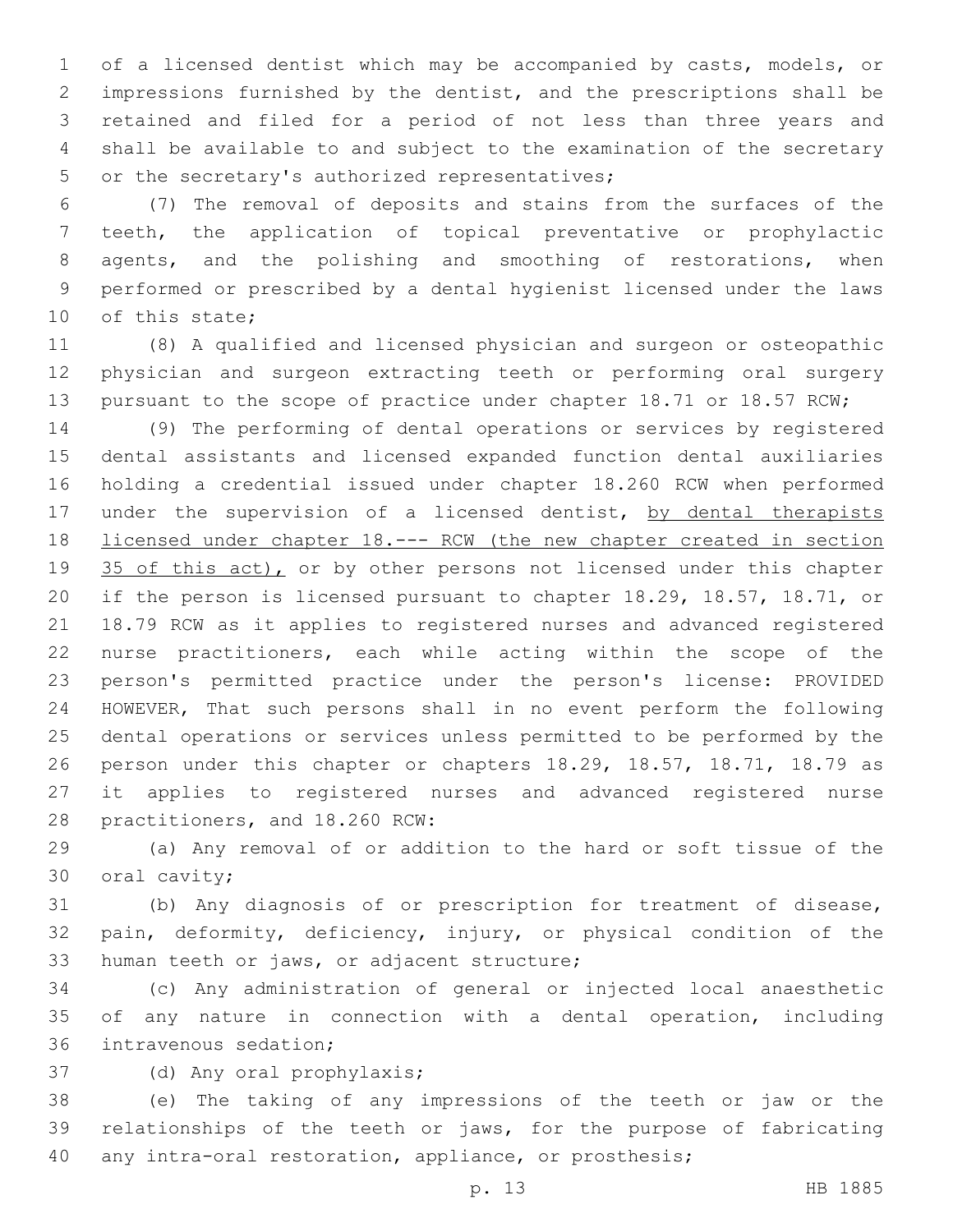of a licensed dentist which may be accompanied by casts, models, or impressions furnished by the dentist, and the prescriptions shall be retained and filed for a period of not less than three years and shall be available to and subject to the examination of the secretary or the secretary's authorized representatives;

(7) The removal of deposits and stains from the surfaces of the teeth, the application of topical preventative or prophylactic agents, and the polishing and smoothing of restorations, when performed or prescribed by a dental hygienist licensed under the laws of this state;

(8) A qualified and licensed physician and surgeon or osteopathic physician and surgeon extracting teeth or performing oral surgery pursuant to the scope of practice under chapter 18.71 or 18.57 RCW;

(9) The performing of dental operations or services by registered dental assistants and licensed expanded function dental auxiliaries holding a credential issued under chapter 18.260 RCW when performed under the supervision of a licensed dentist, <u>by dental therapists licensed under chapter 18.--- RCW (the new chapter created in section 35 of this act),</u> or by other persons not licensed under this chapter if the person is licensed pursuant to chapter 18.29, 18.57, 18.71, or 18.79 RCW as it applies to registered nurses and advanced registered nurse practitioners, each while acting within the scope of the person's permitted practice under the person's license: PROVIDED HOWEVER, That such persons shall in no event perform the following dental operations or services unless permitted to be performed by the person under this chapter or chapters 18.29, 18.57, 18.71, 18.79 as it applies to registered nurses and advanced registered nurse practitioners, and 18.260 RCW:

(a) Any removal of or addition to the hard or soft tissue of the oral cavity;

(b) Any diagnosis of or prescription for treatment of disease, pain, deformity, deficiency, injury, or physical condition of the human teeth or jaws, or adjacent structure;

(c) Any administration of general or injected local anaesthetic of any nature in connection with a dental operation, including intravenous sedation;

(d) Any oral prophylaxis;

(e) The taking of any impressions of the teeth or jaw or the relationships of the teeth or jaws, for the purpose of fabricating any intra-oral restoration, appliance, or prosthesis;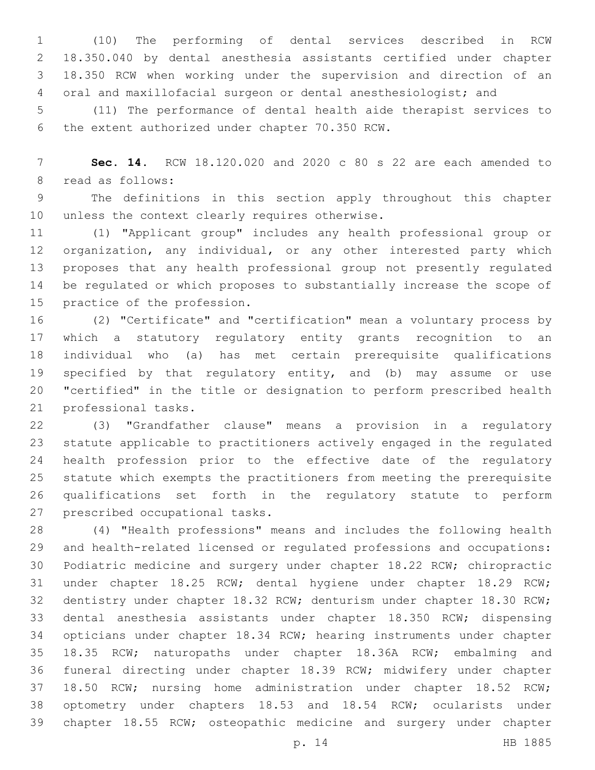(10) The performing of dental services described in RCW 18.350.040 by dental anesthesia assistants certified under chapter 18.350 RCW when working under the supervision and direction of an oral and maxillofacial surgeon or dental anesthesiologist; and

(11) The performance of dental health aide therapist services to the extent authorized under chapter 70.350 RCW.

**Sec. 14.** RCW 18.120.020 and 2020 c 80 s 22 are each amended to read as follows:

The definitions in this section apply throughout this chapter unless the context clearly requires otherwise.

(1) "Applicant group" includes any health professional group or organization, any individual, or any other interested party which proposes that any health professional group not presently regulated be regulated or which proposes to substantially increase the scope of practice of the profession.

(2) "Certificate" and "certification" mean a voluntary process by which a statutory regulatory entity grants recognition to an individual who (a) has met certain prerequisite qualifications specified by that regulatory entity, and (b) may assume or use "certified" in the title or designation to perform prescribed health professional tasks.

(3) "Grandfather clause" means a provision in a regulatory statute applicable to practitioners actively engaged in the regulated health profession prior to the effective date of the regulatory statute which exempts the practitioners from meeting the prerequisite qualifications set forth in the regulatory statute to perform prescribed occupational tasks.

(4) "Health professions" means and includes the following health and health-related licensed or regulated professions and occupations: Podiatric medicine and surgery under chapter 18.22 RCW; chiropractic under chapter 18.25 RCW; dental hygiene under chapter 18.29 RCW; dentistry under chapter 18.32 RCW; denturism under chapter 18.30 RCW; dental anesthesia assistants under chapter 18.350 RCW; dispensing opticians under chapter 18.34 RCW; hearing instruments under chapter 18.35 RCW; naturopaths under chapter 18.36A RCW; embalming and funeral directing under chapter 18.39 RCW; midwifery under chapter 18.50 RCW; nursing home administration under chapter 18.52 RCW; optometry under chapters 18.53 and 18.54 RCW; ocularists under chapter 18.55 RCW; osteopathic medicine and surgery under chapter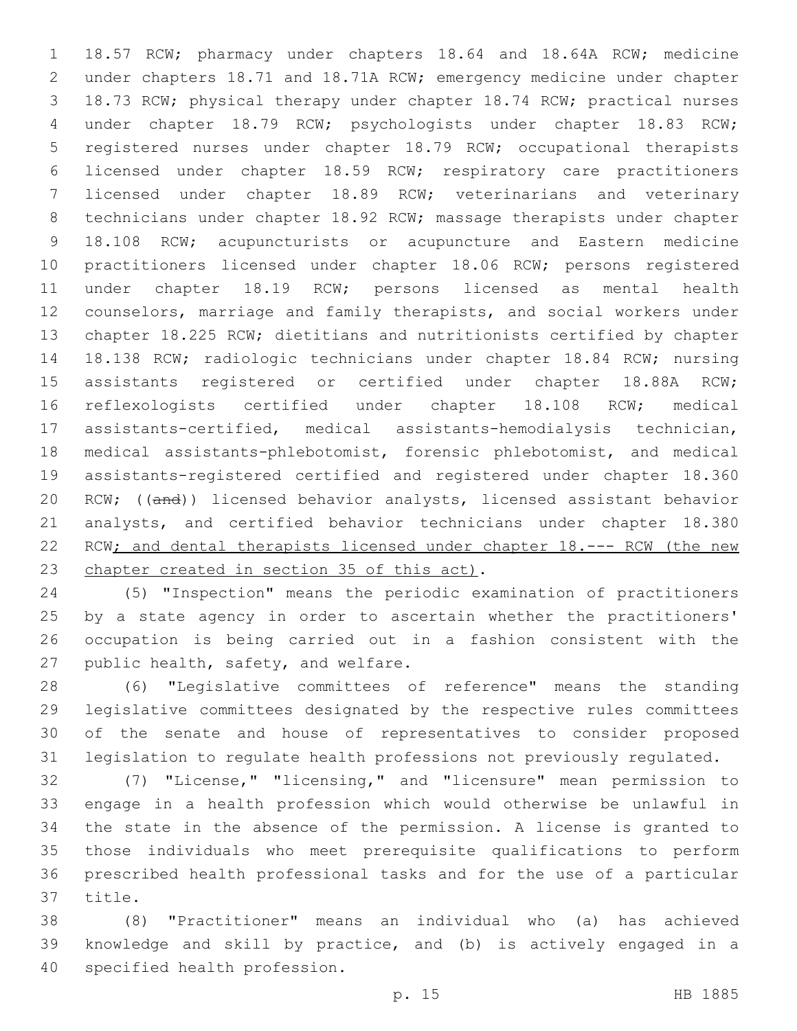18.57 RCW; pharmacy under chapters 18.64 and 18.64A RCW; medicine under chapters 18.71 and 18.71A RCW; emergency medicine under chapter 18.73 RCW; physical therapy under chapter 18.74 RCW; practical nurses under chapter 18.79 RCW; psychologists under chapter 18.83 RCW; registered nurses under chapter 18.79 RCW; occupational therapists licensed under chapter 18.59 RCW; respiratory care practitioners licensed under chapter 18.89 RCW; veterinarians and veterinary technicians under chapter 18.92 RCW; massage therapists under chapter 18.108 RCW; acupuncturists or acupuncture and Eastern medicine practitioners licensed under chapter 18.06 RCW; persons registered under chapter 18.19 RCW; persons licensed as mental health counselors, marriage and family therapists, and social workers under chapter 18.225 RCW; dietitians and nutritionists certified by chapter 18.138 RCW; radiologic technicians under chapter 18.84 RCW; nursing assistants registered or certified under chapter 18.88A RCW; reflexologists certified under chapter 18.108 RCW; medical assistants-certified, medical assistants-hemodialysis technician, medical assistants-phlebotomist, forensic phlebotomist, and medical assistants-registered certified and registered under chapter 18.360 RCW; ((~~and~~)) licensed behavior analysts, licensed assistant behavior analysts, and certified behavior technicians under chapter 18.380 RCW<u>; and dental therapists licensed under chapter 18.--- RCW (the new chapter created in section 35 of this act)</u>.

(5) "Inspection" means the periodic examination of practitioners by a state agency in order to ascertain whether the practitioners' occupation is being carried out in a fashion consistent with the public health, safety, and welfare.

(6) "Legislative committees of reference" means the standing legislative committees designated by the respective rules committees of the senate and house of representatives to consider proposed legislation to regulate health professions not previously regulated.

(7) "License," "licensing," and "licensure" mean permission to engage in a health profession which would otherwise be unlawful in the state in the absence of the permission. A license is granted to those individuals who meet prerequisite qualifications to perform prescribed health professional tasks and for the use of a particular title.

(8) "Practitioner" means an individual who (a) has achieved knowledge and skill by practice, and (b) is actively engaged in a specified health profession.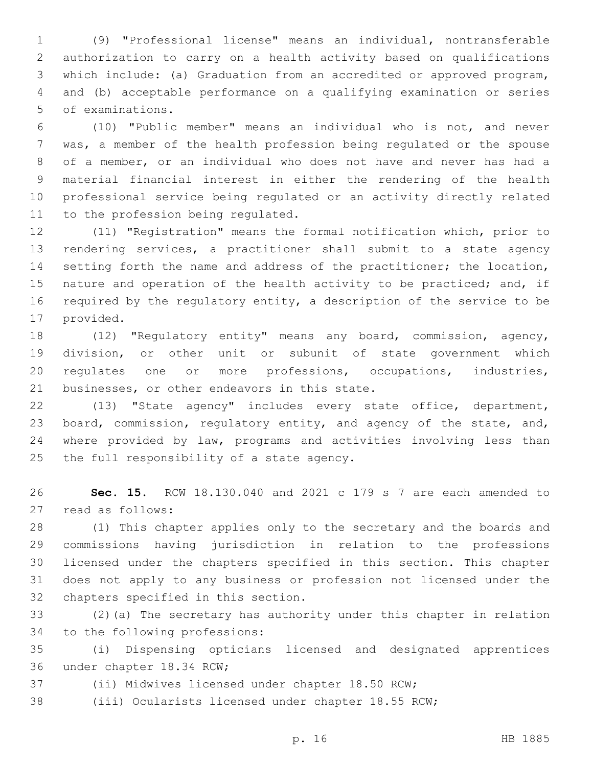(9) "Professional license" means an individual, nontransferable authorization to carry on a health activity based on qualifications which include: (a) Graduation from an accredited or approved program, and (b) acceptable performance on a qualifying examination or series of examinations.

(10) "Public member" means an individual who is not, and never was, a member of the health profession being regulated or the spouse of a member, or an individual who does not have and never has had a material financial interest in either the rendering of the health professional service being regulated or an activity directly related to the profession being regulated.

(11) "Registration" means the formal notification which, prior to rendering services, a practitioner shall submit to a state agency setting forth the name and address of the practitioner; the location, nature and operation of the health activity to be practiced; and, if required by the regulatory entity, a description of the service to be provided.

(12) "Regulatory entity" means any board, commission, agency, division, or other unit or subunit of state government which regulates one or more professions, occupations, industries, businesses, or other endeavors in this state.

(13) "State agency" includes every state office, department, board, commission, regulatory entity, and agency of the state, and, where provided by law, programs and activities involving less than the full responsibility of a state agency.

**Sec. 15.** RCW 18.130.040 and 2021 c 179 s 7 are each amended to read as follows:

(1) This chapter applies only to the secretary and the boards and commissions having jurisdiction in relation to the professions licensed under the chapters specified in this section. This chapter does not apply to any business or profession not licensed under the chapters specified in this section.

(2)(a) The secretary has authority under this chapter in relation to the following professions:

(i) Dispensing opticians licensed and designated apprentices under chapter 18.34 RCW;

(ii) Midwives licensed under chapter 18.50 RCW;

(iii) Ocularists licensed under chapter 18.55 RCW;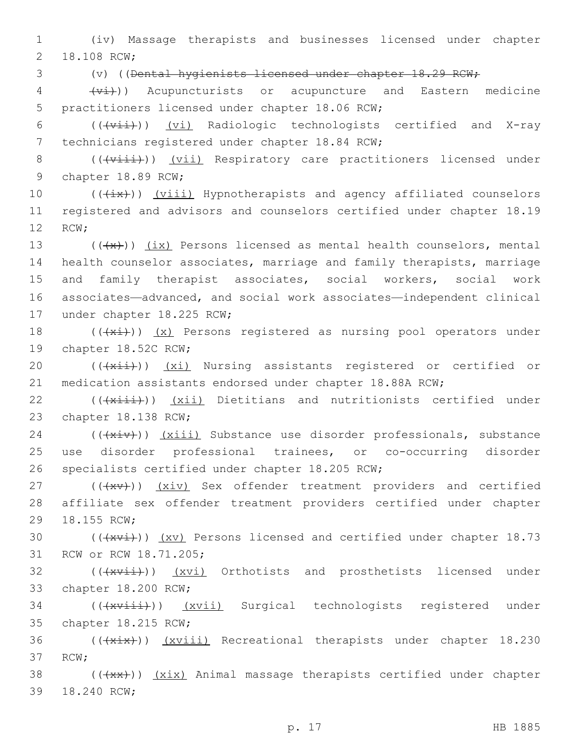(iv) Massage therapists and businesses licensed under chapter 18.108 RCW;

(v) ((~~Dental hygienists licensed under chapter 18.29 RCW;~~

~~(vi)~~)) Acupuncturists or acupuncture and Eastern medicine practitioners licensed under chapter 18.06 RCW;

((~~(vii)~~)) <u>(vi)</u> Radiologic technologists certified and X-ray technicians registered under chapter 18.84 RCW;

((~~(viii)~~)) <u>(vii)</u> Respiratory care practitioners licensed under chapter 18.89 RCW;

((~~(ix)~~)) <u>(viii)</u> Hypnotherapists and agency affiliated counselors registered and advisors and counselors certified under chapter 18.19 RCW;

((~~(x)~~)) <u>(ix)</u> Persons licensed as mental health counselors, mental health counselor associates, marriage and family therapists, marriage and family therapist associates, social workers, social work associates—advanced, and social work associates—independent clinical under chapter 18.225 RCW;

((~~(xi)~~)) <u>(x)</u> Persons registered as nursing pool operators under chapter 18.52C RCW;

((~~(xii)~~)) <u>(xi)</u> Nursing assistants registered or certified or medication assistants endorsed under chapter 18.88A RCW;

((~~(xiii)~~)) <u>(xii)</u> Dietitians and nutritionists certified under chapter 18.138 RCW;

((~~(xiv)~~)) <u>(xiii)</u> Substance use disorder professionals, substance use disorder professional trainees, or co-occurring disorder specialists certified under chapter 18.205 RCW;

((~~(xv)~~)) <u>(xiv)</u> Sex offender treatment providers and certified affiliate sex offender treatment providers certified under chapter 18.155 RCW;

((~~(xvi)~~)) <u>(xv)</u> Persons licensed and certified under chapter 18.73 RCW or RCW 18.71.205;

((~~(xvii)~~)) <u>(xvi)</u> Orthotists and prosthetists licensed under chapter 18.200 RCW;

((~~(xviii)~~)) <u>(xvii)</u> Surgical technologists registered under chapter 18.215 RCW;

((~~(xix)~~)) <u>(xviii)</u> Recreational therapists under chapter 18.230 RCW;

((~~(xx)~~)) <u>(xix)</u> Animal massage therapists certified under chapter 18.240 RCW;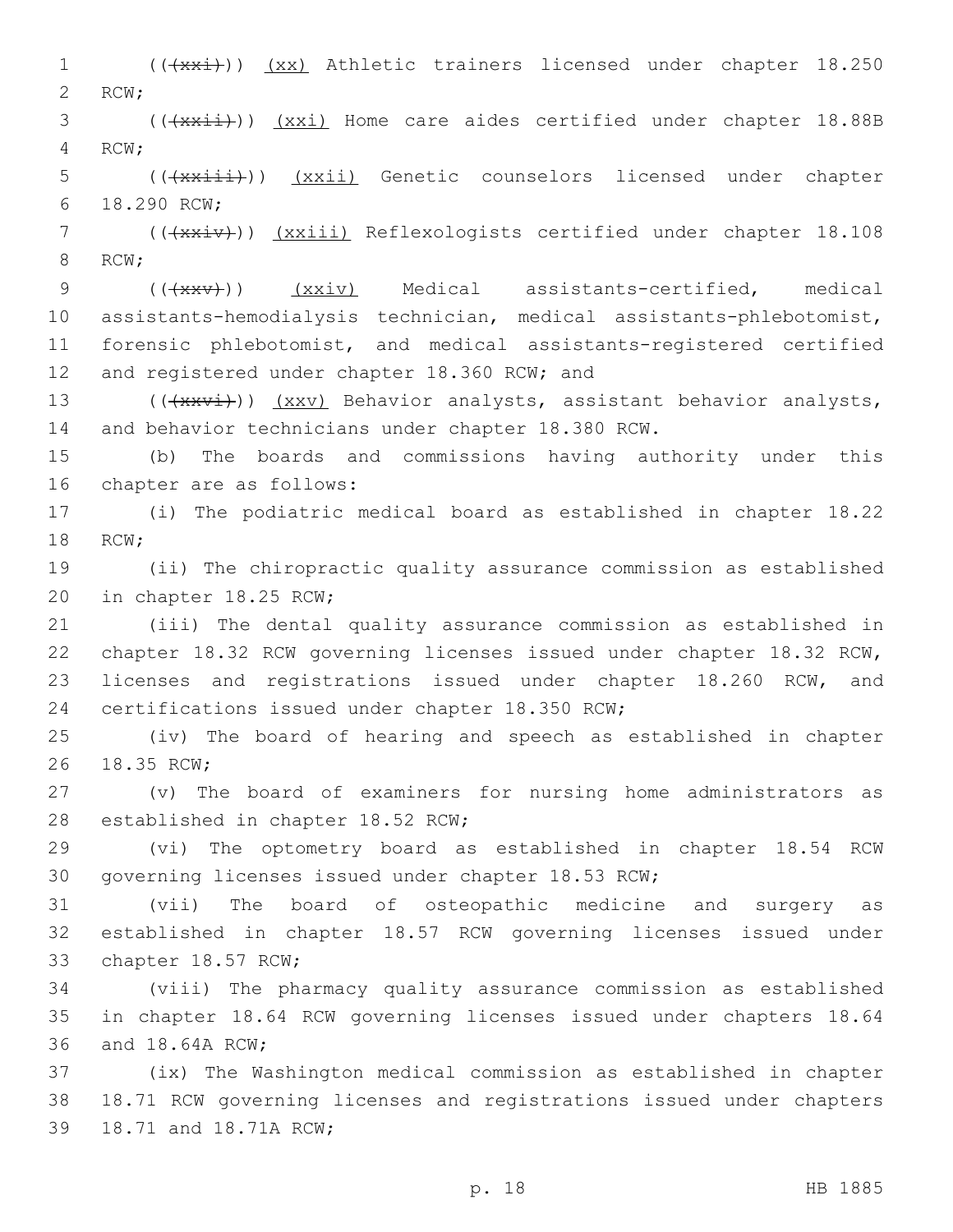(((xxi))) (xx) Athletic trainers licensed under chapter 18.250 RCW;

(((xxii))) (xxi) Home care aides certified under chapter 18.88B RCW;

(((xxiii))) (xxii) Genetic counselors licensed under chapter 18.290 RCW;

(((xxiv))) (xxiii) Reflexologists certified under chapter 18.108 RCW;

(((xxv))) (xxiv) Medical assistants-certified, medical assistants-hemodialysis technician, medical assistants-phlebotomist, forensic phlebotomist, and medical assistants-registered certified and registered under chapter 18.360 RCW; and

(((xxvi))) (xxv) Behavior analysts, assistant behavior analysts, and behavior technicians under chapter 18.380 RCW.

(b) The boards and commissions having authority under this chapter are as follows:

(i) The podiatric medical board as established in chapter 18.22 RCW;

(ii) The chiropractic quality assurance commission as established in chapter 18.25 RCW;

(iii) The dental quality assurance commission as established in chapter 18.32 RCW governing licenses issued under chapter 18.32 RCW, licenses and registrations issued under chapter 18.260 RCW, and certifications issued under chapter 18.350 RCW;

(iv) The board of hearing and speech as established in chapter 18.35 RCW;

(v) The board of examiners for nursing home administrators as established in chapter 18.52 RCW;

(vi) The optometry board as established in chapter 18.54 RCW governing licenses issued under chapter 18.53 RCW;

(vii) The board of osteopathic medicine and surgery as established in chapter 18.57 RCW governing licenses issued under chapter 18.57 RCW;

(viii) The pharmacy quality assurance commission as established in chapter 18.64 RCW governing licenses issued under chapters 18.64 and 18.64A RCW;

(ix) The Washington medical commission as established in chapter 18.71 RCW governing licenses and registrations issued under chapters 18.71 and 18.71A RCW;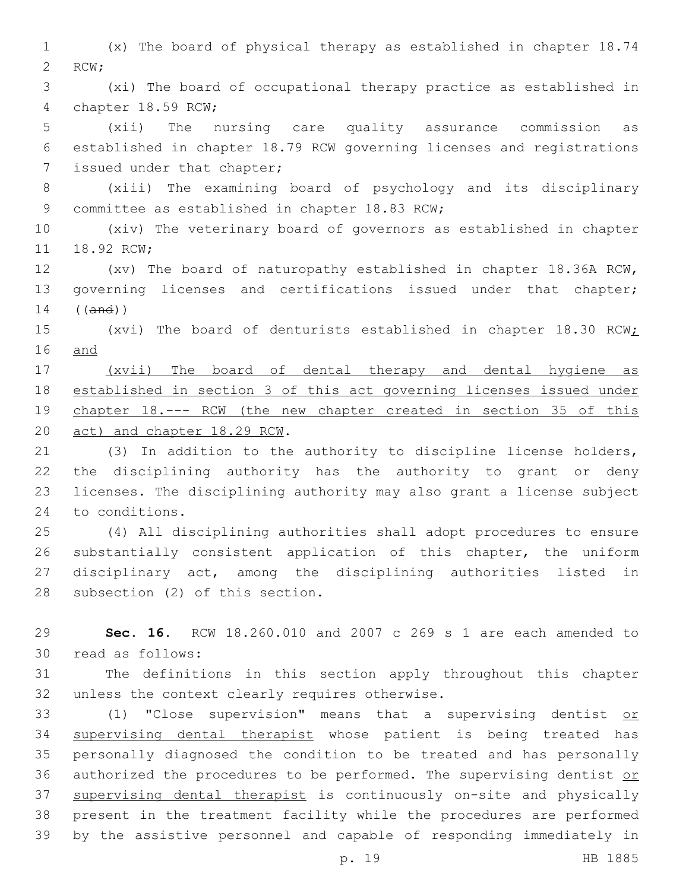(x) The board of physical therapy as established in chapter 18.74 RCW;

(xi) The board of occupational therapy practice as established in chapter 18.59 RCW;

(xii) The nursing care quality assurance commission as established in chapter 18.79 RCW governing licenses and registrations issued under that chapter;

(xiii) The examining board of psychology and its disciplinary committee as established in chapter 18.83 RCW;

(xiv) The veterinary board of governors as established in chapter 18.92 RCW;

(xv) The board of naturopathy established in chapter 18.36A RCW, governing licenses and certifications issued under that chapter; ((~~and~~))

(xvi) The board of denturists established in chapter 18.30 RCW; and

(xvii) The board of dental therapy and dental hygiene as established in section 3 of this act governing licenses issued under chapter 18.--- RCW (the new chapter created in section 35 of this act) and chapter 18.29 RCW.

(3) In addition to the authority to discipline license holders, the disciplining authority has the authority to grant or deny licenses. The disciplining authority may also grant a license subject to conditions.

(4) All disciplining authorities shall adopt procedures to ensure substantially consistent application of this chapter, the uniform disciplinary act, among the disciplining authorities listed in subsection (2) of this section.

**Sec. 16.** RCW 18.260.010 and 2007 c 269 s 1 are each amended to read as follows:

The definitions in this section apply throughout this chapter unless the context clearly requires otherwise.

(1) "Close supervision" means that a supervising dentist or supervising dental therapist whose patient is being treated has personally diagnosed the condition to be treated and has personally authorized the procedures to be performed. The supervising dentist or supervising dental therapist is continuously on-site and physically present in the treatment facility while the procedures are performed by the assistive personnel and capable of responding immediately in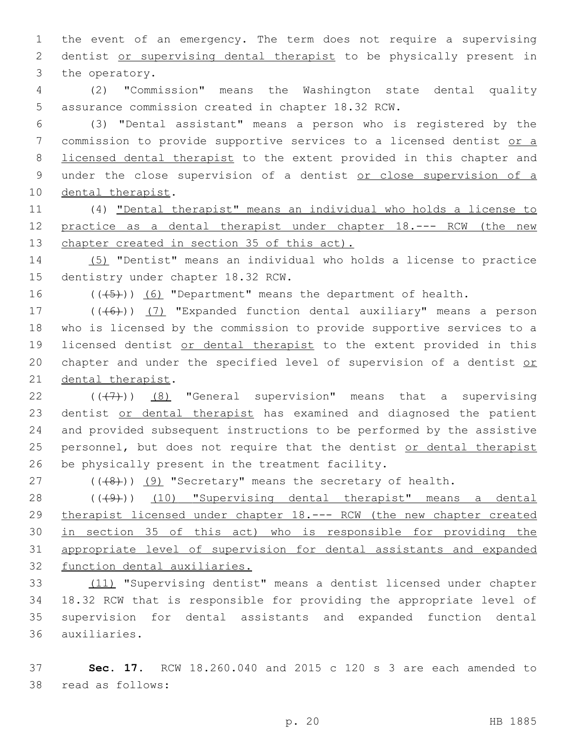the event of an emergency. The term does not require a supervising dentist or supervising dental therapist to be physically present in the operatory.

(2) "Commission" means the Washington state dental quality assurance commission created in chapter 18.32 RCW.

(3) "Dental assistant" means a person who is registered by the commission to provide supportive services to a licensed dentist or a licensed dental therapist to the extent provided in this chapter and under the close supervision of a dentist or close supervision of a dental therapist.

(4) "Dental therapist" means an individual who holds a license to practice as a dental therapist under chapter 18.--- RCW (the new chapter created in section 35 of this act).

(5) "Dentist" means an individual who holds a license to practice dentistry under chapter 18.32 RCW.

(((5))) (6) "Department" means the department of health.

(((6))) (7) "Expanded function dental auxiliary" means a person who is licensed by the commission to provide supportive services to a licensed dentist or dental therapist to the extent provided in this chapter and under the specified level of supervision of a dentist or dental therapist.

(((7))) (8) "General supervision" means that a supervising dentist or dental therapist has examined and diagnosed the patient and provided subsequent instructions to be performed by the assistive personnel, but does not require that the dentist or dental therapist be physically present in the treatment facility.

(((8))) (9) "Secretary" means the secretary of health.

(((9))) (10) "Supervising dental therapist" means a dental therapist licensed under chapter 18.--- RCW (the new chapter created in section 35 of this act) who is responsible for providing the appropriate level of supervision for dental assistants and expanded function dental auxiliaries.

(11) "Supervising dentist" means a dentist licensed under chapter 18.32 RCW that is responsible for providing the appropriate level of supervision for dental assistants and expanded function dental auxiliaries.

**Sec. 17.** RCW 18.260.040 and 2015 c 120 s 3 are each amended to read as follows: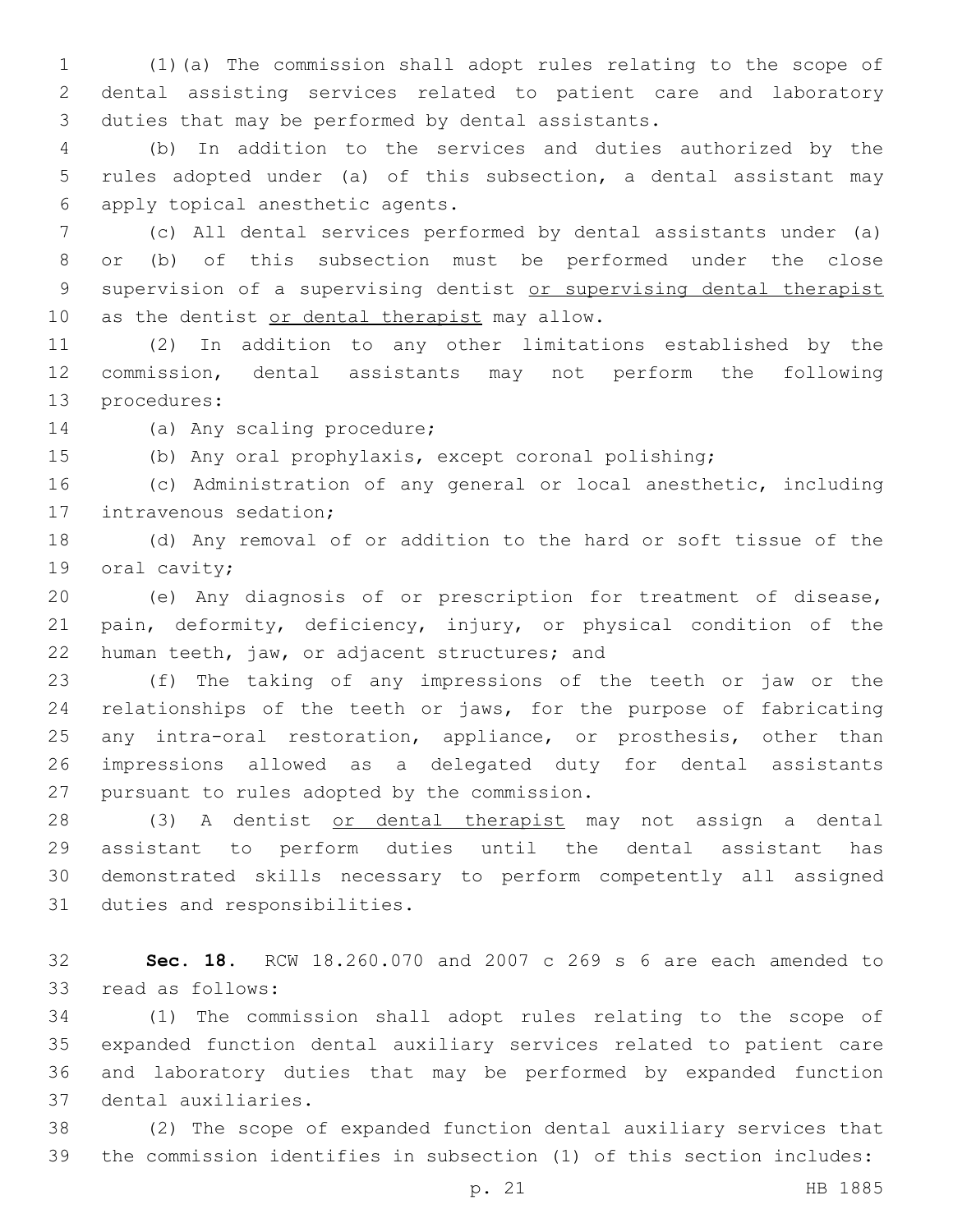(1)(a) The commission shall adopt rules relating to the scope of dental assisting services related to patient care and laboratory duties that may be performed by dental assistants.

(b) In addition to the services and duties authorized by the rules adopted under (a) of this subsection, a dental assistant may apply topical anesthetic agents.

(c) All dental services performed by dental assistants under (a) or (b) of this subsection must be performed under the close supervision of a supervising dentist <u>or supervising dental therapist</u> as the dentist <u>or dental therapist</u> may allow.

(2) In addition to any other limitations established by the commission, dental assistants may not perform the following procedures:

(a) Any scaling procedure;

(b) Any oral prophylaxis, except coronal polishing;

(c) Administration of any general or local anesthetic, including intravenous sedation;

(d) Any removal of or addition to the hard or soft tissue of the oral cavity;

(e) Any diagnosis of or prescription for treatment of disease, pain, deformity, deficiency, injury, or physical condition of the human teeth, jaw, or adjacent structures; and

(f) The taking of any impressions of the teeth or jaw or the relationships of the teeth or jaws, for the purpose of fabricating any intra-oral restoration, appliance, or prosthesis, other than impressions allowed as a delegated duty for dental assistants pursuant to rules adopted by the commission.

(3) A dentist <u>or dental therapist</u> may not assign a dental assistant to perform duties until the dental assistant has demonstrated skills necessary to perform competently all assigned duties and responsibilities.

**Sec. 18.** RCW 18.260.070 and 2007 c 269 s 6 are each amended to read as follows:

(1) The commission shall adopt rules relating to the scope of expanded function dental auxiliary services related to patient care and laboratory duties that may be performed by expanded function dental auxiliaries.

(2) The scope of expanded function dental auxiliary services that the commission identifies in subsection (1) of this section includes: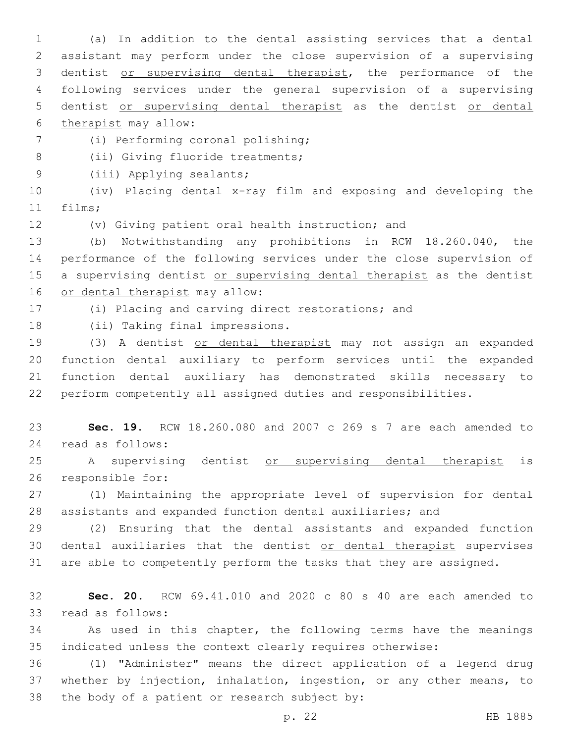(a) In addition to the dental assisting services that a dental assistant may perform under the close supervision of a supervising dentist <u>or supervising dental therapist</u>, the performance of the following services under the general supervision of a supervising dentist <u>or supervising dental therapist</u> as the dentist <u>or dental therapist</u> may allow:

(i) Performing coronal polishing;

(ii) Giving fluoride treatments;

(iii) Applying sealants;

(iv) Placing dental x-ray film and exposing and developing the films;

(v) Giving patient oral health instruction; and

(b) Notwithstanding any prohibitions in RCW 18.260.040, the performance of the following services under the close supervision of a supervising dentist <u>or supervising dental therapist</u> as the dentist <u>or dental therapist</u> may allow:

(i) Placing and carving direct restorations; and

(ii) Taking final impressions.

(3) A dentist <u>or dental therapist</u> may not assign an expanded function dental auxiliary to perform services until the expanded function dental auxiliary has demonstrated skills necessary to perform competently all assigned duties and responsibilities.

**Sec. 19.** RCW 18.260.080 and 2007 c 269 s 7 are each amended to read as follows:

A supervising dentist <u>or supervising dental therapist</u> is responsible for:

(1) Maintaining the appropriate level of supervision for dental assistants and expanded function dental auxiliaries; and

(2) Ensuring that the dental assistants and expanded function dental auxiliaries that the dentist <u>or dental therapist</u> supervises are able to competently perform the tasks that they are assigned.

**Sec. 20.** RCW 69.41.010 and 2020 c 80 s 40 are each amended to read as follows:

As used in this chapter, the following terms have the meanings indicated unless the context clearly requires otherwise:

(1) "Administer" means the direct application of a legend drug whether by injection, inhalation, ingestion, or any other means, to the body of a patient or research subject by: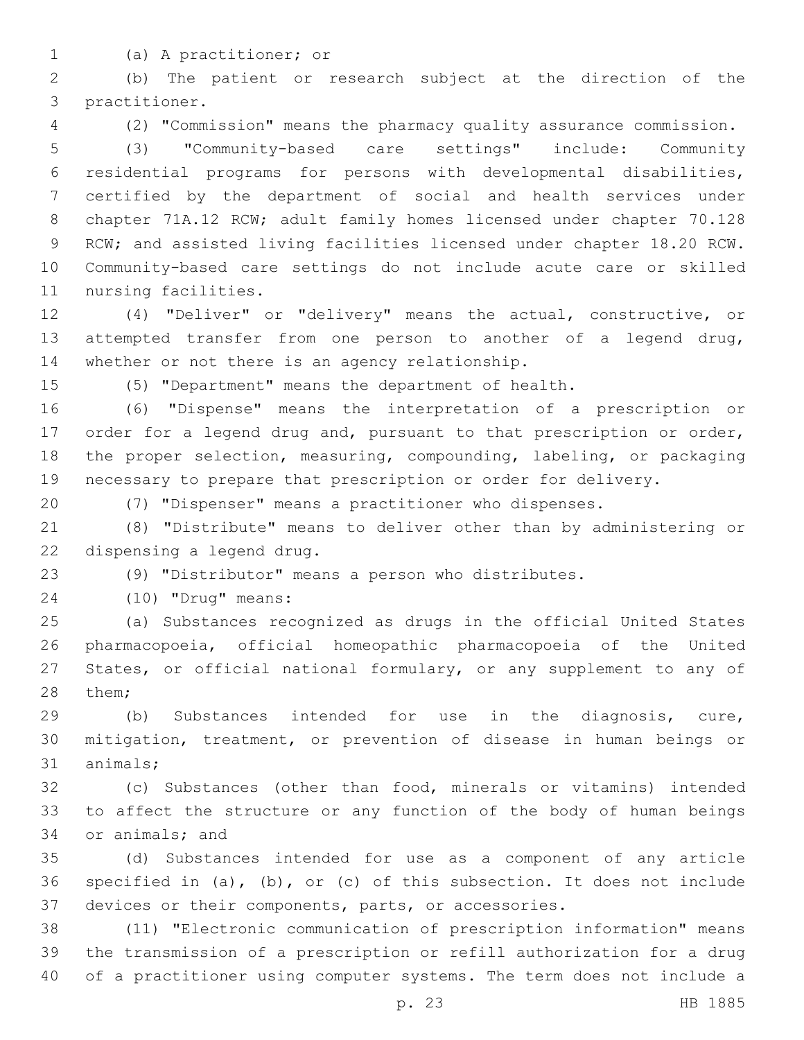(a) A practitioner; or

(b) The patient or research subject at the direction of the practitioner.

(2) "Commission" means the pharmacy quality assurance commission.

(3) "Community-based care settings" include: Community residential programs for persons with developmental disabilities, certified by the department of social and health services under chapter 71A.12 RCW; adult family homes licensed under chapter 70.128 RCW; and assisted living facilities licensed under chapter 18.20 RCW. Community-based care settings do not include acute care or skilled nursing facilities.

(4) "Deliver" or "delivery" means the actual, constructive, or attempted transfer from one person to another of a legend drug, whether or not there is an agency relationship.

(5) "Department" means the department of health.

(6) "Dispense" means the interpretation of a prescription or order for a legend drug and, pursuant to that prescription or order, the proper selection, measuring, compounding, labeling, or packaging necessary to prepare that prescription or order for delivery.

(7) "Dispenser" means a practitioner who dispenses.

(8) "Distribute" means to deliver other than by administering or dispensing a legend drug.

(9) "Distributor" means a person who distributes.

(10) "Drug" means:

(a) Substances recognized as drugs in the official United States pharmacopoeia, official homeopathic pharmacopoeia of the United States, or official national formulary, or any supplement to any of them;

(b) Substances intended for use in the diagnosis, cure, mitigation, treatment, or prevention of disease in human beings or animals;

(c) Substances (other than food, minerals or vitamins) intended to affect the structure or any function of the body of human beings or animals; and

(d) Substances intended for use as a component of any article specified in (a), (b), or (c) of this subsection. It does not include devices or their components, parts, or accessories.

(11) "Electronic communication of prescription information" means the transmission of a prescription or refill authorization for a drug of a practitioner using computer systems. The term does not include a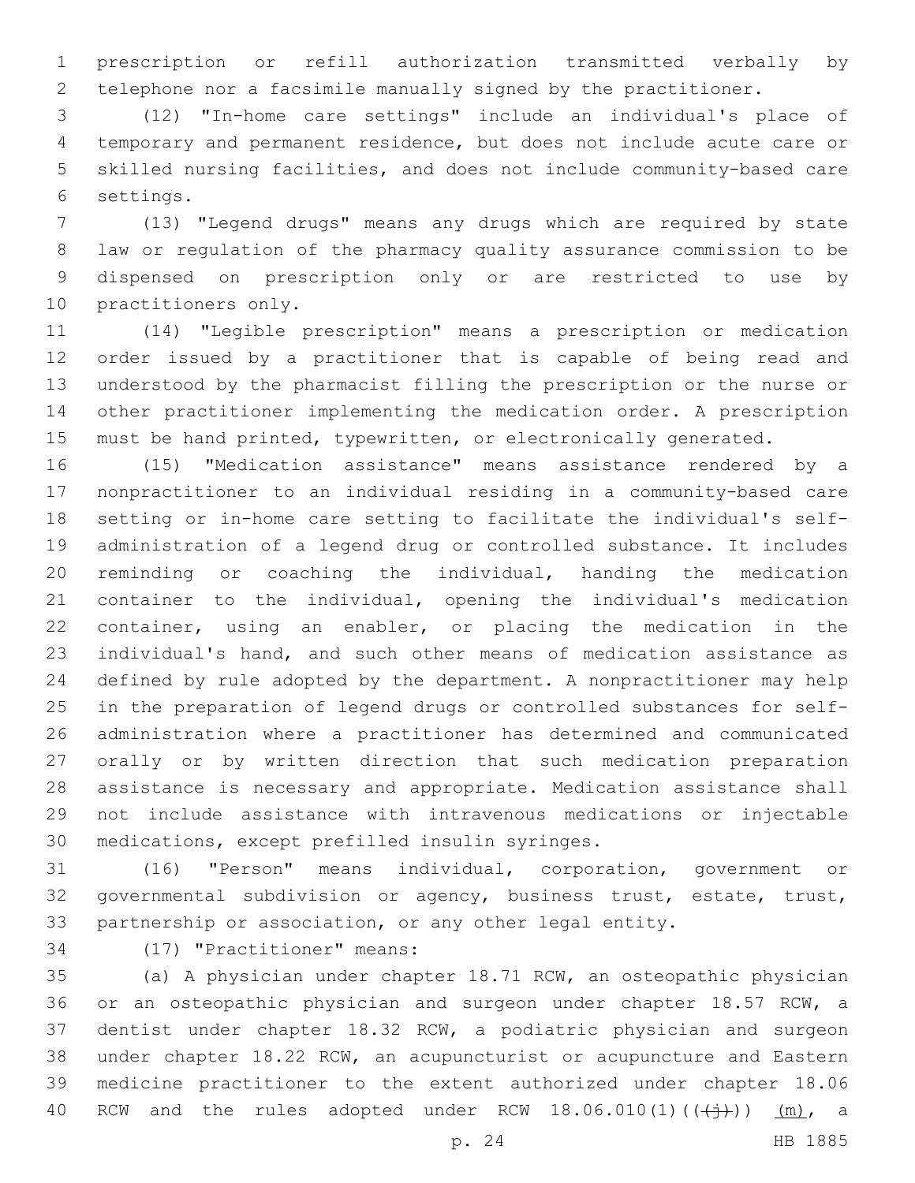prescription or refill authorization transmitted verbally by telephone nor a facsimile manually signed by the practitioner.

(12) "In-home care settings" include an individual's place of temporary and permanent residence, but does not include acute care or skilled nursing facilities, and does not include community-based care settings.

(13) "Legend drugs" means any drugs which are required by state law or regulation of the pharmacy quality assurance commission to be dispensed on prescription only or are restricted to use by practitioners only.

(14) "Legible prescription" means a prescription or medication order issued by a practitioner that is capable of being read and understood by the pharmacist filling the prescription or the nurse or other practitioner implementing the medication order. A prescription must be hand printed, typewritten, or electronically generated.

(15) "Medication assistance" means assistance rendered by a nonpractitioner to an individual residing in a community-based care setting or in-home care setting to facilitate the individual's self-administration of a legend drug or controlled substance. It includes reminding or coaching the individual, handing the medication container to the individual, opening the individual's medication container, using an enabler, or placing the medication in the individual's hand, and such other means of medication assistance as defined by rule adopted by the department. A nonpractitioner may help in the preparation of legend drugs or controlled substances for self-administration where a practitioner has determined and communicated orally or by written direction that such medication preparation assistance is necessary and appropriate. Medication assistance shall not include assistance with intravenous medications or injectable medications, except prefilled insulin syringes.

(16) "Person" means individual, corporation, government or governmental subdivision or agency, business trust, estate, trust, partnership or association, or any other legal entity.

(17) "Practitioner" means:

(a) A physician under chapter 18.71 RCW, an osteopathic physician or an osteopathic physician and surgeon under chapter 18.57 RCW, a dentist under chapter 18.32 RCW, a podiatric physician and surgeon under chapter 18.22 RCW, an acupuncturist or acupuncture and Eastern medicine practitioner to the extent authorized under chapter 18.06 RCW and the rules adopted under RCW 18.06.010(1)((~~(j)~~)) (m), a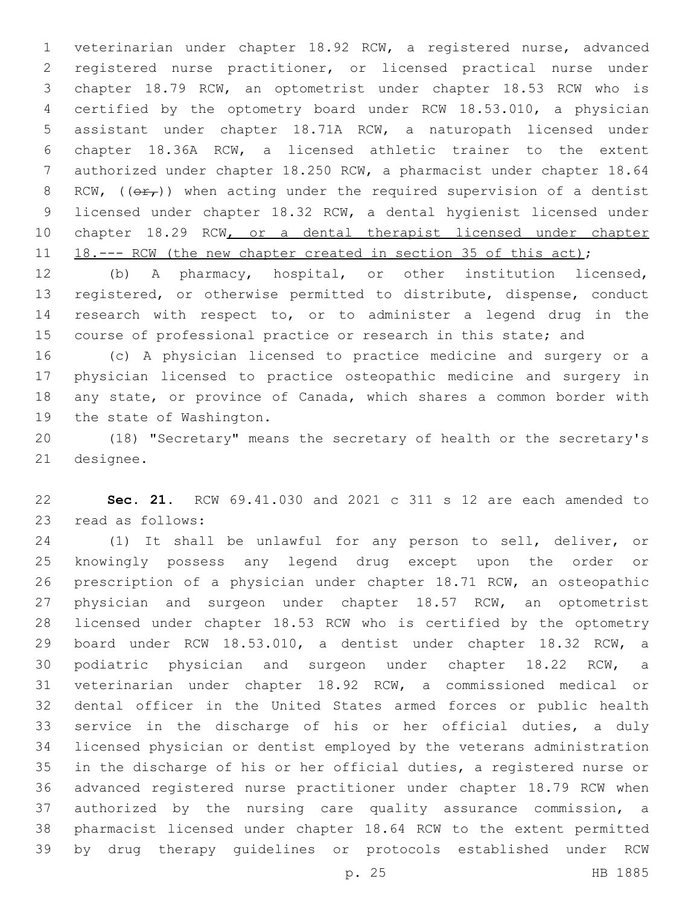veterinarian under chapter 18.92 RCW, a registered nurse, advanced registered nurse practitioner, or licensed practical nurse under chapter 18.79 RCW, an optometrist under chapter 18.53 RCW who is certified by the optometry board under RCW 18.53.010, a physician assistant under chapter 18.71A RCW, a naturopath licensed under chapter 18.36A RCW, a licensed athletic trainer to the extent authorized under chapter 18.250 RCW, a pharmacist under chapter 18.64 RCW, ((~~or,~~)) when acting under the required supervision of a dentist licensed under chapter 18.32 RCW, a dental hygienist licensed under chapter 18.29 RCW, or a dental therapist licensed under chapter 18.--- RCW (the new chapter created in section 35 of this act);

(b) A pharmacy, hospital, or other institution licensed, registered, or otherwise permitted to distribute, dispense, conduct research with respect to, or to administer a legend drug in the course of professional practice or research in this state; and

(c) A physician licensed to practice medicine and surgery or a physician licensed to practice osteopathic medicine and surgery in any state, or province of Canada, which shares a common border with the state of Washington.

(18) "Secretary" means the secretary of health or the secretary's designee.

**Sec. 21.** RCW 69.41.030 and 2021 c 311 s 12 are each amended to read as follows:

(1) It shall be unlawful for any person to sell, deliver, or knowingly possess any legend drug except upon the order or prescription of a physician under chapter 18.71 RCW, an osteopathic physician and surgeon under chapter 18.57 RCW, an optometrist licensed under chapter 18.53 RCW who is certified by the optometry board under RCW 18.53.010, a dentist under chapter 18.32 RCW, a podiatric physician and surgeon under chapter 18.22 RCW, a veterinarian under chapter 18.92 RCW, a commissioned medical or dental officer in the United States armed forces or public health service in the discharge of his or her official duties, a duly licensed physician or dentist employed by the veterans administration in the discharge of his or her official duties, a registered nurse or advanced registered nurse practitioner under chapter 18.79 RCW when authorized by the nursing care quality assurance commission, a pharmacist licensed under chapter 18.64 RCW to the extent permitted by drug therapy guidelines or protocols established under RCW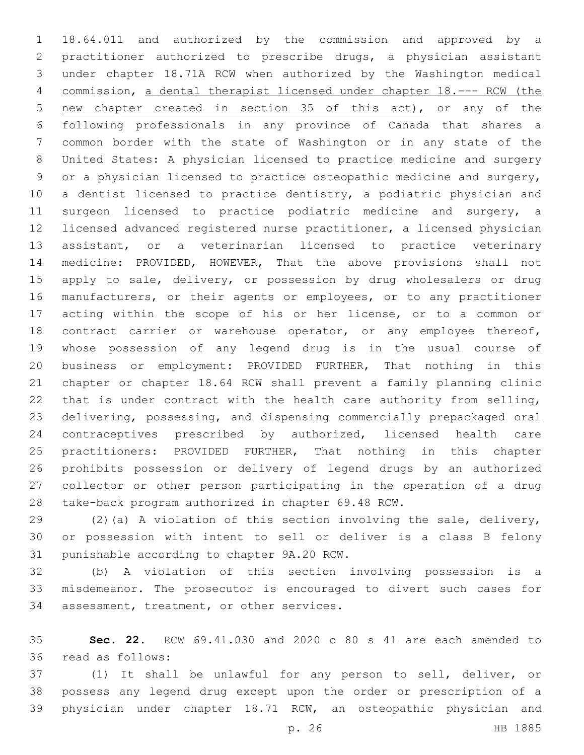18.64.011 and authorized by the commission and approved by a practitioner authorized to prescribe drugs, a physician assistant under chapter 18.71A RCW when authorized by the Washington medical commission, a dental therapist licensed under chapter 18.--- RCW (the new chapter created in section 35 of this act), or any of the following professionals in any province of Canada that shares a common border with the state of Washington or in any state of the United States: A physician licensed to practice medicine and surgery or a physician licensed to practice osteopathic medicine and surgery, a dentist licensed to practice dentistry, a podiatric physician and surgeon licensed to practice podiatric medicine and surgery, a licensed advanced registered nurse practitioner, a licensed physician assistant, or a veterinarian licensed to practice veterinary medicine: PROVIDED, HOWEVER, That the above provisions shall not apply to sale, delivery, or possession by drug wholesalers or drug manufacturers, or their agents or employees, or to any practitioner acting within the scope of his or her license, or to a common or contract carrier or warehouse operator, or any employee thereof, whose possession of any legend drug is in the usual course of business or employment: PROVIDED FURTHER, That nothing in this chapter or chapter 18.64 RCW shall prevent a family planning clinic that is under contract with the health care authority from selling, delivering, possessing, and dispensing commercially prepackaged oral contraceptives prescribed by authorized, licensed health care practitioners: PROVIDED FURTHER, That nothing in this chapter prohibits possession or delivery of legend drugs by an authorized collector or other person participating in the operation of a drug take-back program authorized in chapter 69.48 RCW.

(2)(a) A violation of this section involving the sale, delivery, or possession with intent to sell or deliver is a class B felony punishable according to chapter 9A.20 RCW.

(b) A violation of this section involving possession is a misdemeanor. The prosecutor is encouraged to divert such cases for assessment, treatment, or other services.

**Sec. 22.** RCW 69.41.030 and 2020 c 80 s 41 are each amended to read as follows:

(1) It shall be unlawful for any person to sell, deliver, or possess any legend drug except upon the order or prescription of a physician under chapter 18.71 RCW, an osteopathic physician and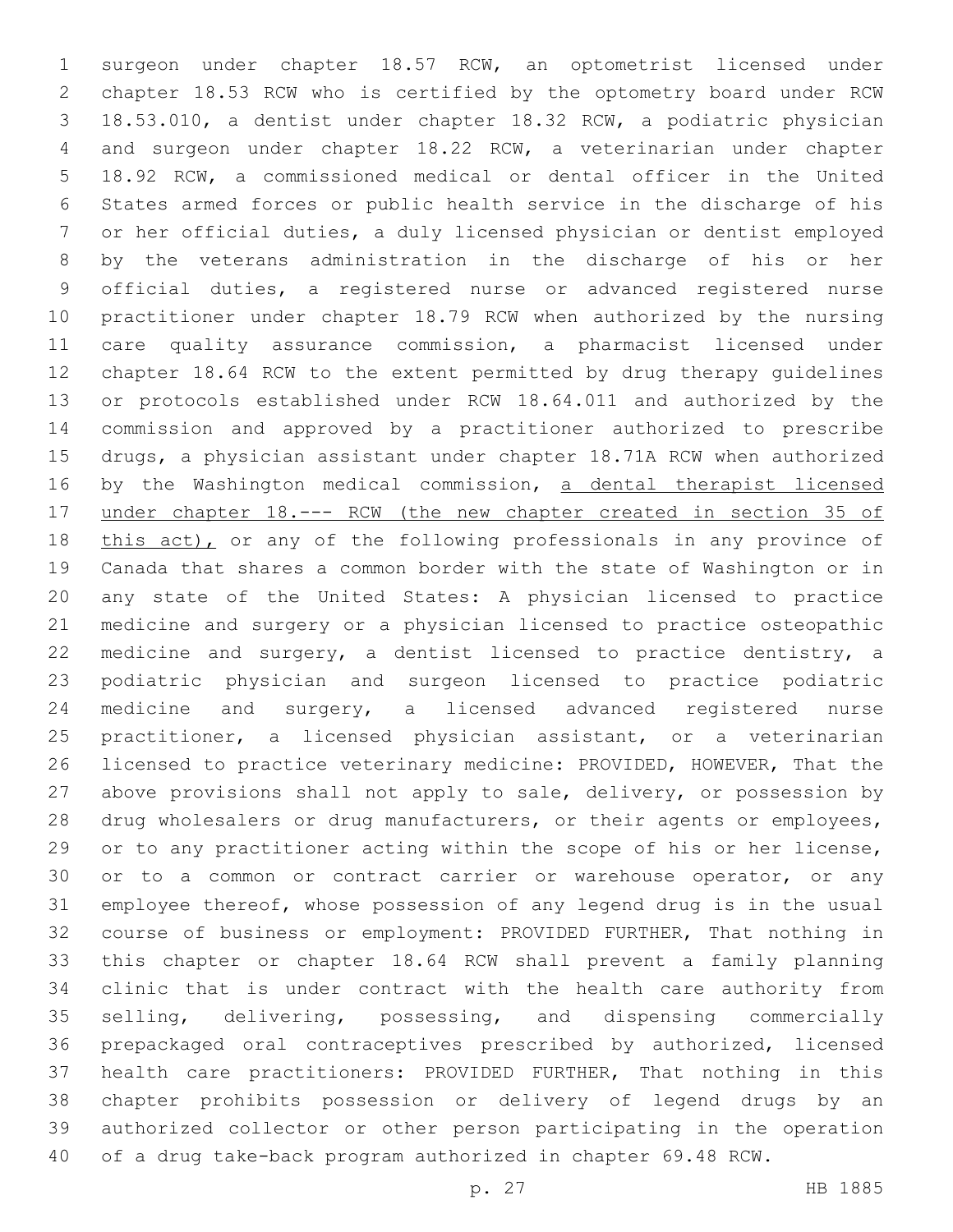surgeon under chapter 18.57 RCW, an optometrist licensed under chapter 18.53 RCW who is certified by the optometry board under RCW 18.53.010, a dentist under chapter 18.32 RCW, a podiatric physician and surgeon under chapter 18.22 RCW, a veterinarian under chapter 18.92 RCW, a commissioned medical or dental officer in the United States armed forces or public health service in the discharge of his or her official duties, a duly licensed physician or dentist employed by the veterans administration in the discharge of his or her official duties, a registered nurse or advanced registered nurse practitioner under chapter 18.79 RCW when authorized by the nursing care quality assurance commission, a pharmacist licensed under chapter 18.64 RCW to the extent permitted by drug therapy guidelines or protocols established under RCW 18.64.011 and authorized by the commission and approved by a practitioner authorized to prescribe drugs, a physician assistant under chapter 18.71A RCW when authorized by the Washington medical commission, <u>a dental therapist licensed under chapter 18.--- RCW (the new chapter created in section 35 of this act),</u> or any of the following professionals in any province of Canada that shares a common border with the state of Washington or in any state of the United States: A physician licensed to practice medicine and surgery or a physician licensed to practice osteopathic medicine and surgery, a dentist licensed to practice dentistry, a podiatric physician and surgeon licensed to practice podiatric medicine and surgery, a licensed advanced registered nurse practitioner, a licensed physician assistant, or a veterinarian licensed to practice veterinary medicine: PROVIDED, HOWEVER, That the above provisions shall not apply to sale, delivery, or possession by drug wholesalers or drug manufacturers, or their agents or employees, or to any practitioner acting within the scope of his or her license, or to a common or contract carrier or warehouse operator, or any employee thereof, whose possession of any legend drug is in the usual course of business or employment: PROVIDED FURTHER, That nothing in this chapter or chapter 18.64 RCW shall prevent a family planning clinic that is under contract with the health care authority from selling, delivering, possessing, and dispensing commercially prepackaged oral contraceptives prescribed by authorized, licensed health care practitioners: PROVIDED FURTHER, That nothing in this chapter prohibits possession or delivery of legend drugs by an authorized collector or other person participating in the operation of a drug take-back program authorized in chapter 69.48 RCW.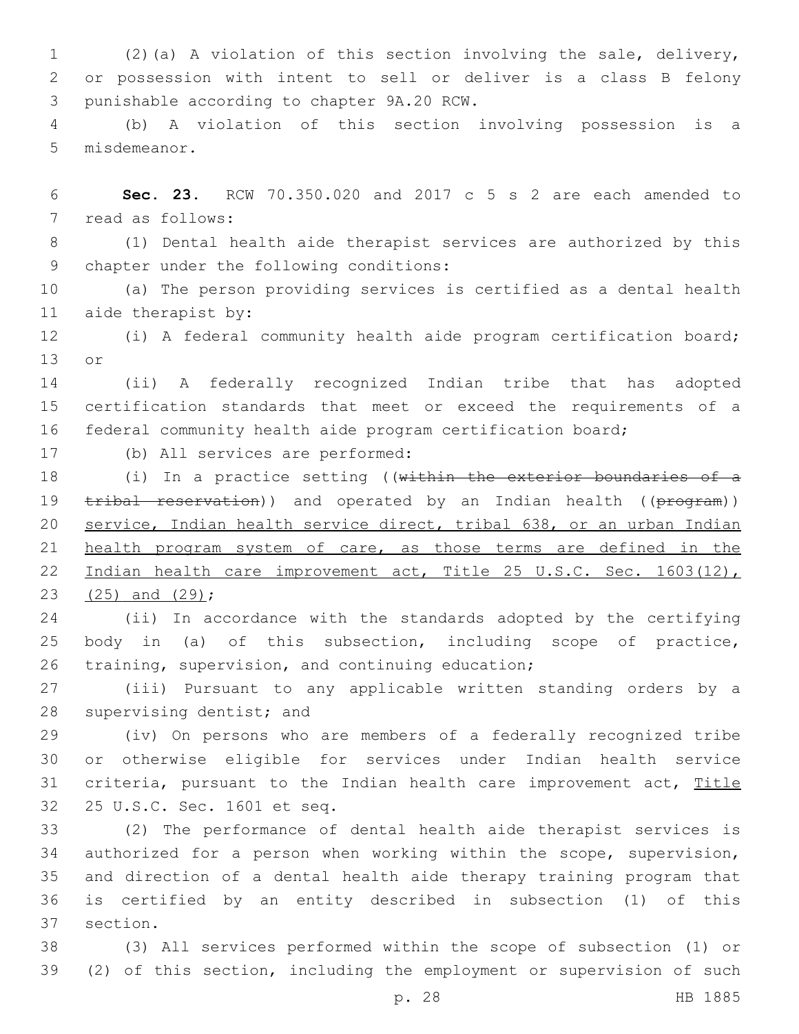(2)(a) A violation of this section involving the sale, delivery, or possession with intent to sell or deliver is a class B felony punishable according to chapter 9A.20 RCW.

(b) A violation of this section involving possession is a misdemeanor.

**Sec. 23.** RCW 70.350.020 and 2017 c 5 s 2 are each amended to read as follows:

(1) Dental health aide therapist services are authorized by this chapter under the following conditions:

(a) The person providing services is certified as a dental health aide therapist by:

(i) A federal community health aide program certification board; or

(ii) A federally recognized Indian tribe that has adopted certification standards that meet or exceed the requirements of a federal community health aide program certification board;

(b) All services are performed:

(i) In a practice setting ((~~within the exterior boundaries of a tribal reservation~~)) and operated by an Indian health ((~~program~~)) <u>service, Indian health service direct, tribal 638, or an urban Indian health program system of care, as those terms are defined in the Indian health care improvement act, Title 25 U.S.C. Sec. 1603(12), (25) and (29)</u>;

(ii) In accordance with the standards adopted by the certifying body in (a) of this subsection, including scope of practice, training, supervision, and continuing education;

(iii) Pursuant to any applicable written standing orders by a supervising dentist; and

(iv) On persons who are members of a federally recognized tribe or otherwise eligible for services under Indian health service criteria, pursuant to the Indian health care improvement act, <u>Title</u> 25 U.S.C. Sec. 1601 et seq.

(2) The performance of dental health aide therapist services is authorized for a person when working within the scope, supervision, and direction of a dental health aide therapy training program that is certified by an entity described in subsection (1) of this section.

(3) All services performed within the scope of subsection (1) or (2) of this section, including the employment or supervision of such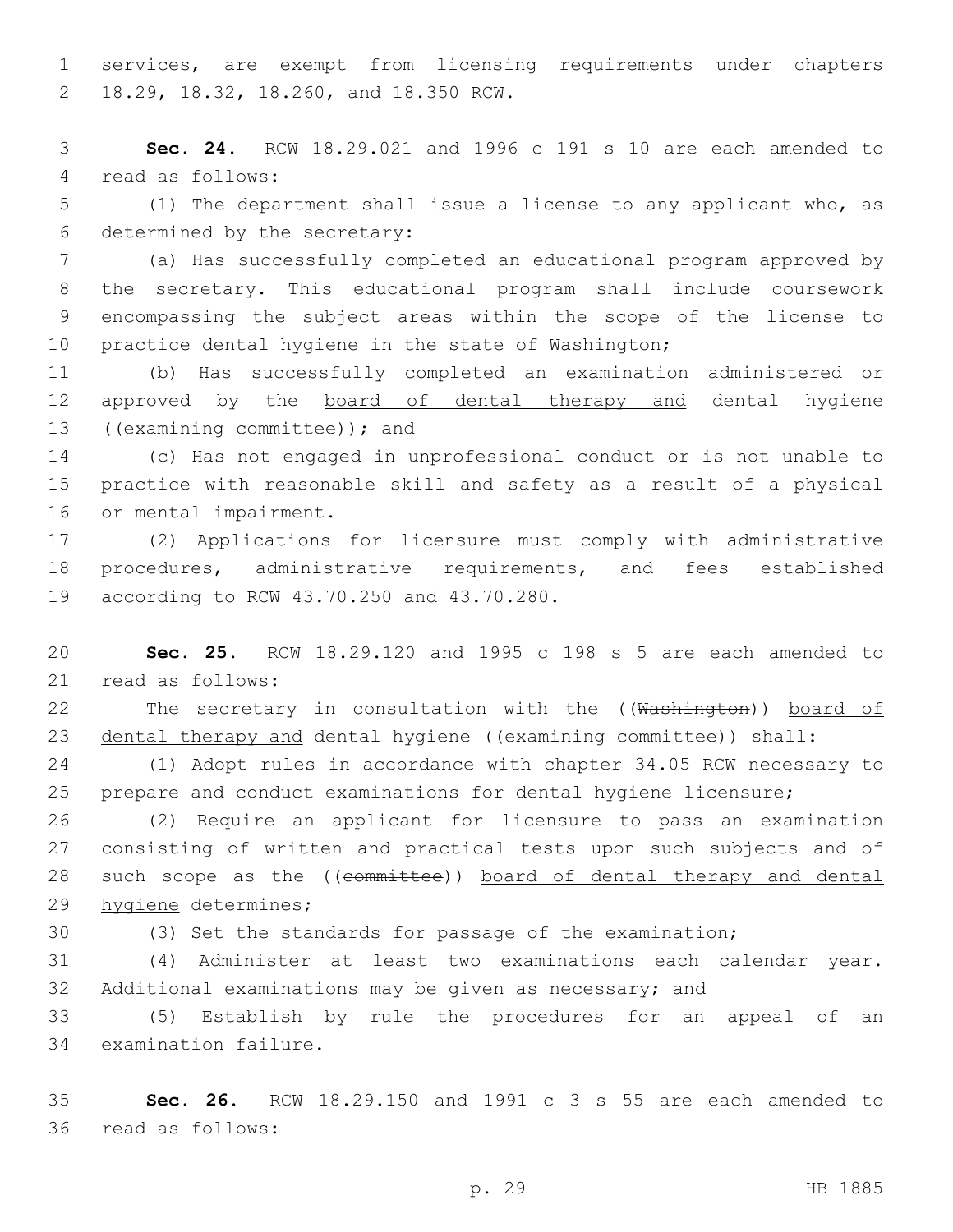services, are exempt from licensing requirements under chapters 18.29, 18.32, 18.260, and 18.350 RCW.

**Sec. 24.** RCW 18.29.021 and 1996 c 191 s 10 are each amended to read as follows:

(1) The department shall issue a license to any applicant who, as determined by the secretary:

(a) Has successfully completed an educational program approved by the secretary. This educational program shall include coursework encompassing the subject areas within the scope of the license to practice dental hygiene in the state of Washington;

(b) Has successfully completed an examination administered or approved by the board of dental therapy and dental hygiene ((~~examining committee~~)); and

(c) Has not engaged in unprofessional conduct or is not unable to practice with reasonable skill and safety as a result of a physical or mental impairment.

(2) Applications for licensure must comply with administrative procedures, administrative requirements, and fees established according to RCW 43.70.250 and 43.70.280.

**Sec. 25.** RCW 18.29.120 and 1995 c 198 s 5 are each amended to read as follows:

The secretary in consultation with the ((~~Washington~~)) board of dental therapy and dental hygiene ((~~examining committee~~)) shall:

(1) Adopt rules in accordance with chapter 34.05 RCW necessary to prepare and conduct examinations for dental hygiene licensure;

(2) Require an applicant for licensure to pass an examination consisting of written and practical tests upon such subjects and of such scope as the ((~~committee~~)) board of dental therapy and dental hygiene determines;

(3) Set the standards for passage of the examination;

(4) Administer at least two examinations each calendar year. Additional examinations may be given as necessary; and

(5) Establish by rule the procedures for an appeal of an examination failure.

**Sec. 26.** RCW 18.29.150 and 1991 c 3 s 55 are each amended to read as follows: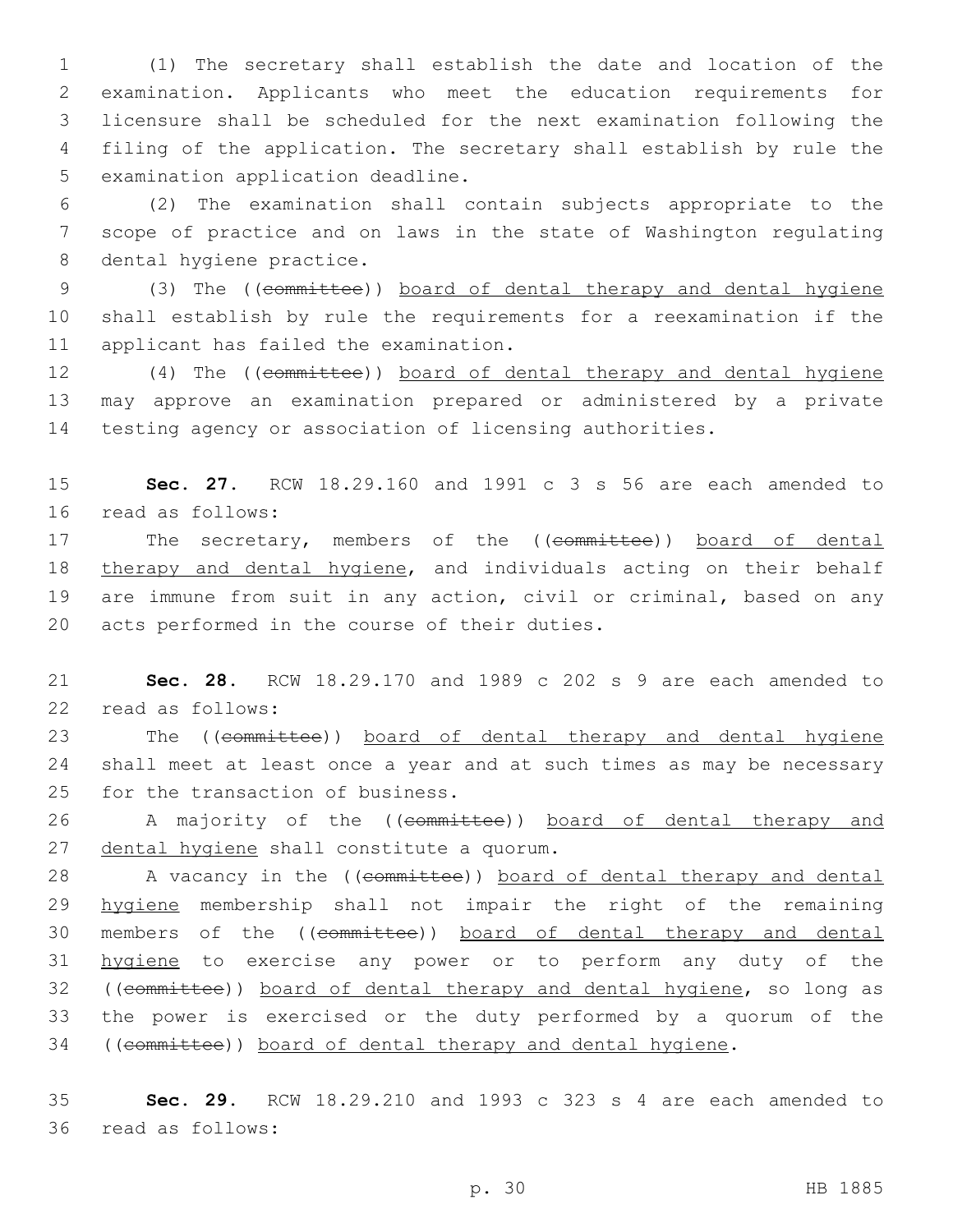(1) The secretary shall establish the date and location of the examination. Applicants who meet the education requirements for licensure shall be scheduled for the next examination following the filing of the application. The secretary shall establish by rule the examination application deadline.

(2) The examination shall contain subjects appropriate to the scope of practice and on laws in the state of Washington regulating dental hygiene practice.

(3) The ((~~committee~~)) <u>board of dental therapy and dental hygiene</u> shall establish by rule the requirements for a reexamination if the applicant has failed the examination.

(4) The ((~~committee~~)) <u>board of dental therapy and dental hygiene</u> may approve an examination prepared or administered by a private testing agency or association of licensing authorities.

**Sec. 27.** RCW 18.29.160 and 1991 c 3 s 56 are each amended to read as follows:

The secretary, members of the ((~~committee~~)) <u>board of dental therapy and dental hygiene</u>, and individuals acting on their behalf are immune from suit in any action, civil or criminal, based on any acts performed in the course of their duties.

**Sec. 28.** RCW 18.29.170 and 1989 c 202 s 9 are each amended to read as follows:

The ((~~committee~~)) <u>board of dental therapy and dental hygiene</u> shall meet at least once a year and at such times as may be necessary for the transaction of business.

A majority of the ((~~committee~~)) <u>board of dental therapy and dental hygiene</u> shall constitute a quorum.

A vacancy in the ((~~committee~~)) <u>board of dental therapy and dental hygiene</u> membership shall not impair the right of the remaining members of the ((~~committee~~)) <u>board of dental therapy and dental hygiene</u> to exercise any power or to perform any duty of the ((~~committee~~)) <u>board of dental therapy and dental hygiene</u>, so long as the power is exercised or the duty performed by a quorum of the ((~~committee~~)) <u>board of dental therapy and dental hygiene</u>.

**Sec. 29.** RCW 18.29.210 and 1993 c 323 s 4 are each amended to read as follows: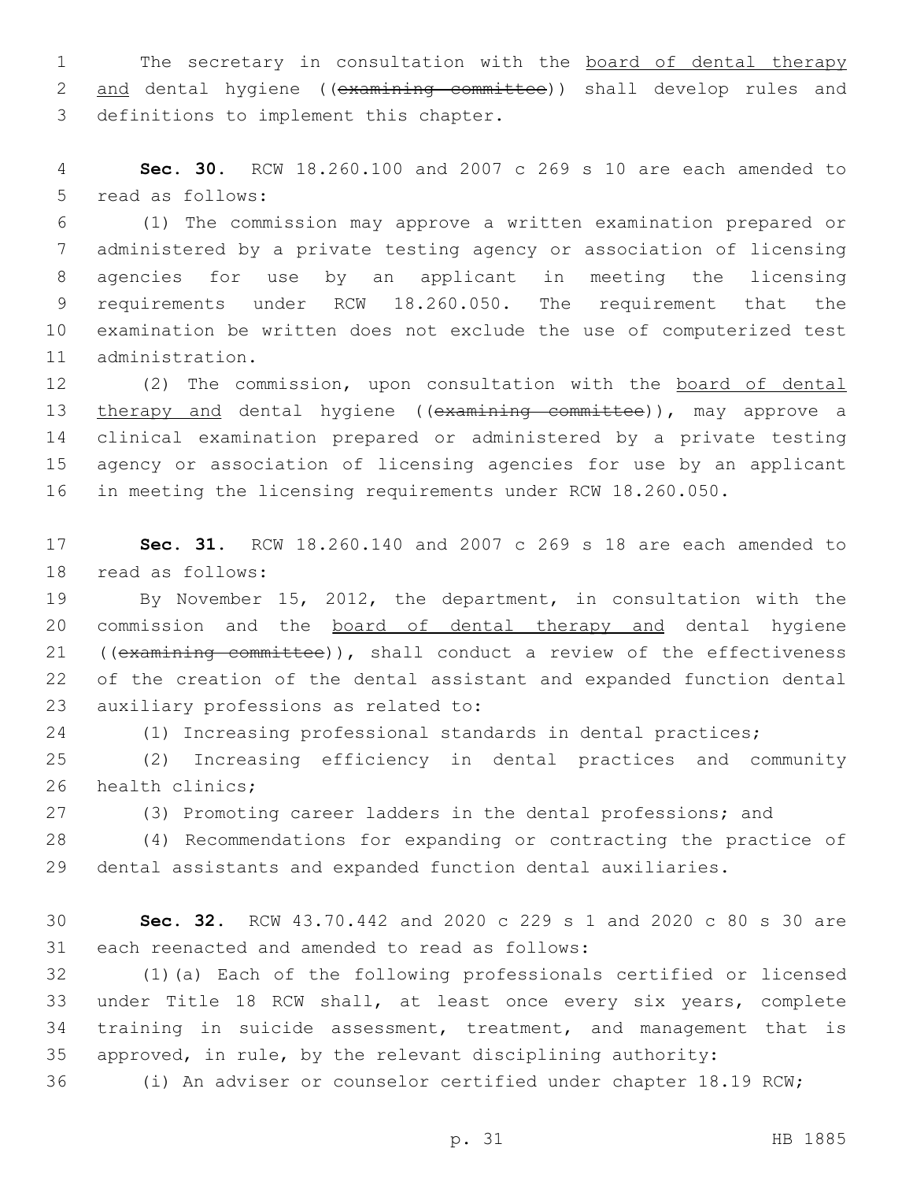The secretary in consultation with the board of dental therapy and dental hygiene ((~~examining committee~~)) shall develop rules and definitions to implement this chapter.

**Sec. 30.** RCW 18.260.100 and 2007 c 269 s 10 are each amended to read as follows:

(1) The commission may approve a written examination prepared or administered by a private testing agency or association of licensing agencies for use by an applicant in meeting the licensing requirements under RCW 18.260.050. The requirement that the examination be written does not exclude the use of computerized test administration.

(2) The commission, upon consultation with the board of dental therapy and dental hygiene ((~~examining committee~~)), may approve a clinical examination prepared or administered by a private testing agency or association of licensing agencies for use by an applicant in meeting the licensing requirements under RCW 18.260.050.

**Sec. 31.** RCW 18.260.140 and 2007 c 269 s 18 are each amended to read as follows:

By November 15, 2012, the department, in consultation with the commission and the board of dental therapy and dental hygiene ((~~examining committee~~)), shall conduct a review of the effectiveness of the creation of the dental assistant and expanded function dental auxiliary professions as related to:

(1) Increasing professional standards in dental practices;

(2) Increasing efficiency in dental practices and community health clinics;

(3) Promoting career ladders in the dental professions; and

(4) Recommendations for expanding or contracting the practice of dental assistants and expanded function dental auxiliaries.

**Sec. 32.** RCW 43.70.442 and 2020 c 229 s 1 and 2020 c 80 s 30 are each reenacted and amended to read as follows:

(1)(a) Each of the following professionals certified or licensed under Title 18 RCW shall, at least once every six years, complete training in suicide assessment, treatment, and management that is approved, in rule, by the relevant disciplining authority:

(i) An adviser or counselor certified under chapter 18.19 RCW;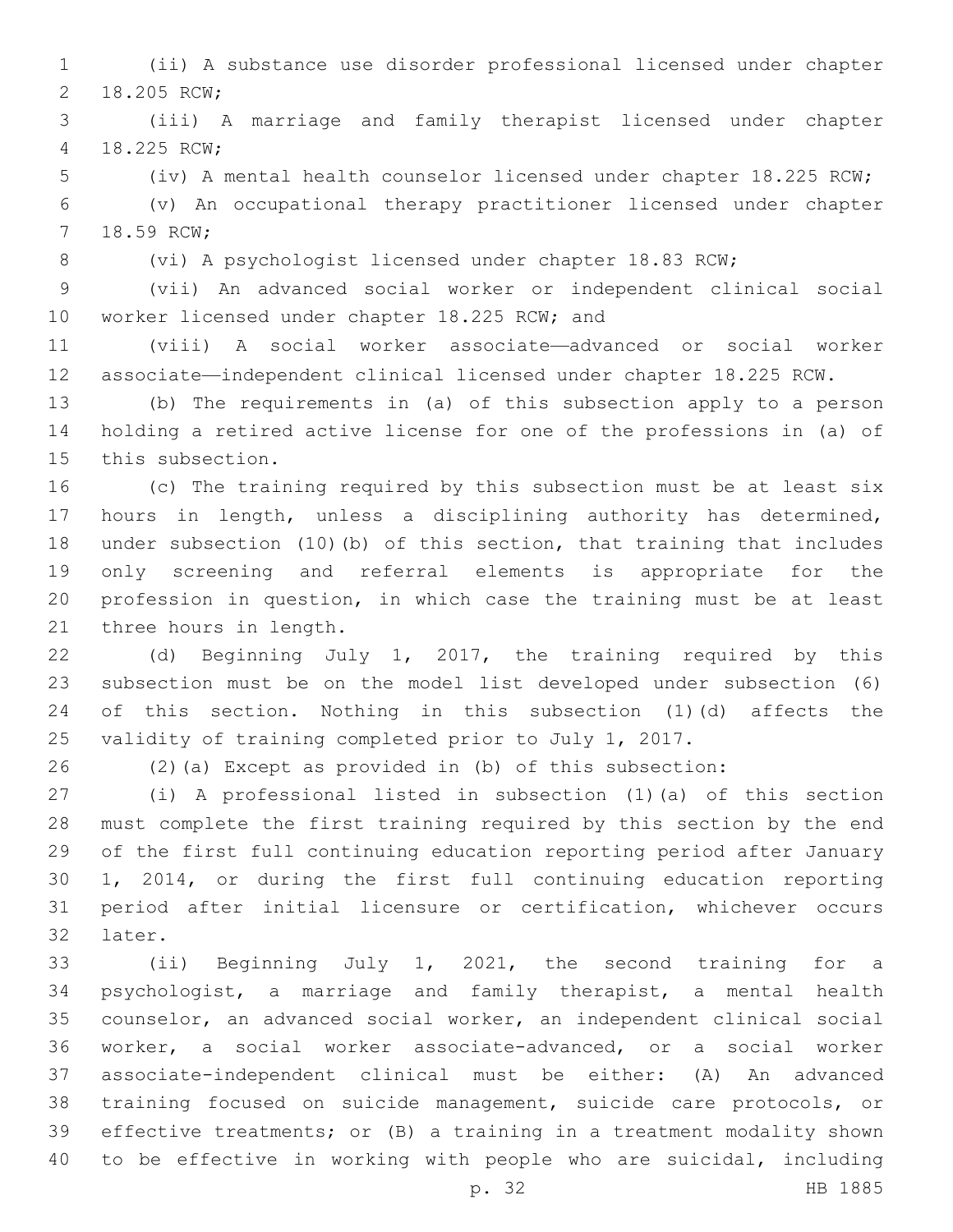(ii) A substance use disorder professional licensed under chapter 18.205 RCW;

(iii) A marriage and family therapist licensed under chapter 18.225 RCW;

(iv) A mental health counselor licensed under chapter 18.225 RCW;

(v) An occupational therapy practitioner licensed under chapter 18.59 RCW;

(vi) A psychologist licensed under chapter 18.83 RCW;

(vii) An advanced social worker or independent clinical social worker licensed under chapter 18.225 RCW; and

(viii) A social worker associate—advanced or social worker associate—independent clinical licensed under chapter 18.225 RCW.

(b) The requirements in (a) of this subsection apply to a person holding a retired active license for one of the professions in (a) of this subsection.

(c) The training required by this subsection must be at least six hours in length, unless a disciplining authority has determined, under subsection (10)(b) of this section, that training that includes only screening and referral elements is appropriate for the profession in question, in which case the training must be at least three hours in length.

(d) Beginning July 1, 2017, the training required by this subsection must be on the model list developed under subsection (6) of this section. Nothing in this subsection (1)(d) affects the validity of training completed prior to July 1, 2017.

(2)(a) Except as provided in (b) of this subsection:

(i) A professional listed in subsection (1)(a) of this section must complete the first training required by this section by the end of the first full continuing education reporting period after January 1, 2014, or during the first full continuing education reporting period after initial licensure or certification, whichever occurs later.

(ii) Beginning July 1, 2021, the second training for a psychologist, a marriage and family therapist, a mental health counselor, an advanced social worker, an independent clinical social worker, a social worker associate-advanced, or a social worker associate-independent clinical must be either: (A) An advanced training focused on suicide management, suicide care protocols, or effective treatments; or (B) a training in a treatment modality shown to be effective in working with people who are suicidal, including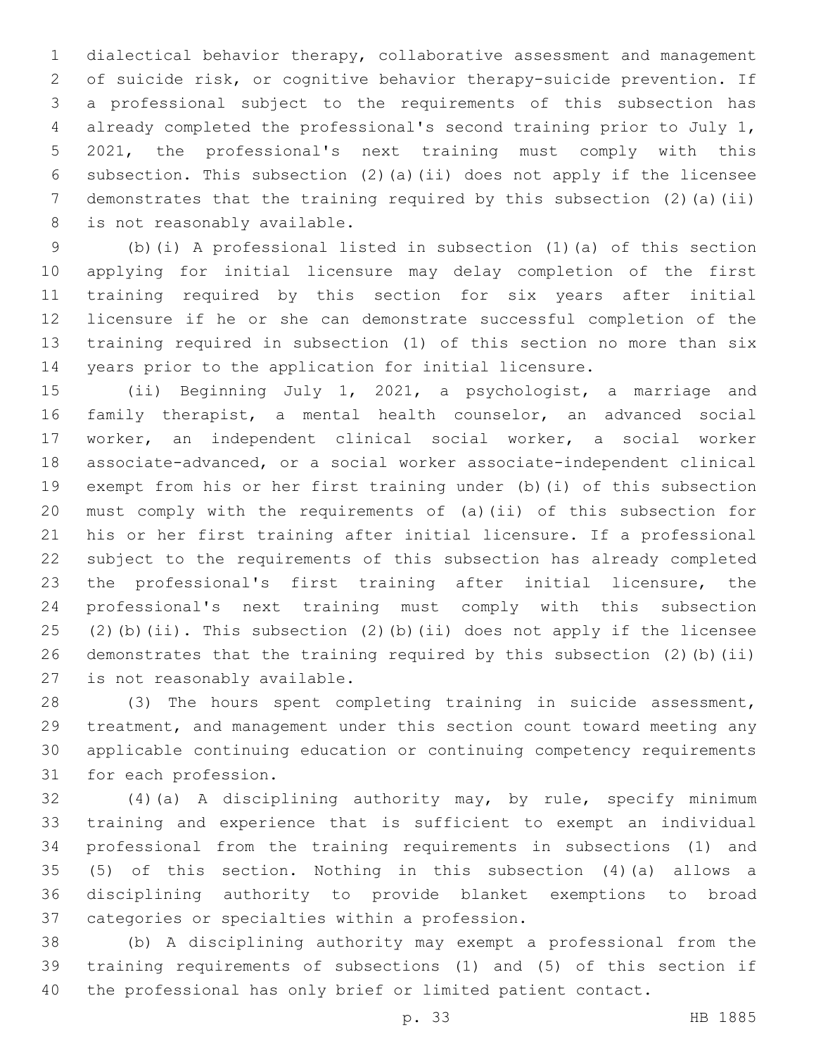dialectical behavior therapy, collaborative assessment and management of suicide risk, or cognitive behavior therapy-suicide prevention. If a professional subject to the requirements of this subsection has already completed the professional's second training prior to July 1, 2021, the professional's next training must comply with this subsection. This subsection (2)(a)(ii) does not apply if the licensee demonstrates that the training required by this subsection (2)(a)(ii) is not reasonably available.

(b)(i) A professional listed in subsection (1)(a) of this section applying for initial licensure may delay completion of the first training required by this section for six years after initial licensure if he or she can demonstrate successful completion of the training required in subsection (1) of this section no more than six years prior to the application for initial licensure.

(ii) Beginning July 1, 2021, a psychologist, a marriage and family therapist, a mental health counselor, an advanced social worker, an independent clinical social worker, a social worker associate-advanced, or a social worker associate-independent clinical exempt from his or her first training under (b)(i) of this subsection must comply with the requirements of (a)(ii) of this subsection for his or her first training after initial licensure. If a professional subject to the requirements of this subsection has already completed the professional's first training after initial licensure, the professional's next training must comply with this subsection (2)(b)(ii). This subsection (2)(b)(ii) does not apply if the licensee demonstrates that the training required by this subsection (2)(b)(ii) is not reasonably available.

(3) The hours spent completing training in suicide assessment, treatment, and management under this section count toward meeting any applicable continuing education or continuing competency requirements for each profession.

(4)(a) A disciplining authority may, by rule, specify minimum training and experience that is sufficient to exempt an individual professional from the training requirements in subsections (1) and (5) of this section. Nothing in this subsection (4)(a) allows a disciplining authority to provide blanket exemptions to broad categories or specialties within a profession.

(b) A disciplining authority may exempt a professional from the training requirements of subsections (1) and (5) of this section if the professional has only brief or limited patient contact.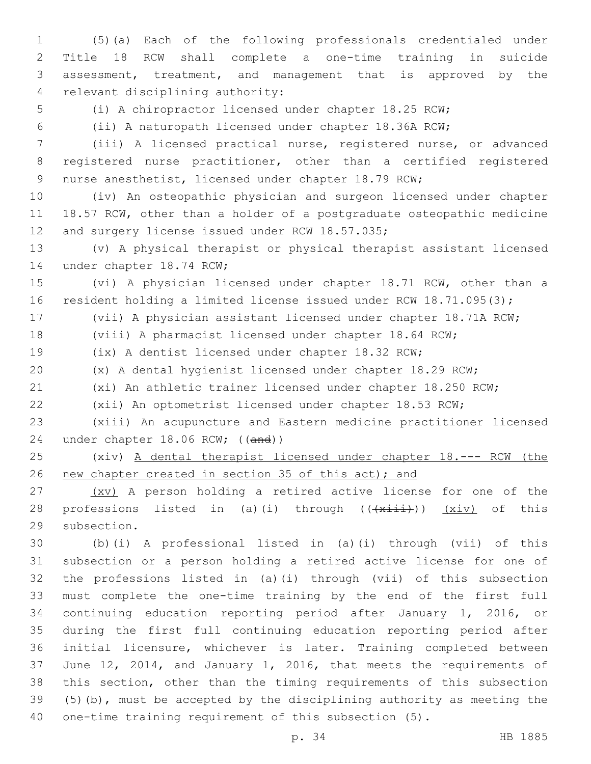(5)(a) Each of the following professionals credentialed under Title 18 RCW shall complete a one-time training in suicide assessment, treatment, and management that is approved by the relevant disciplining authority:

(i) A chiropractor licensed under chapter 18.25 RCW;

(ii) A naturopath licensed under chapter 18.36A RCW;

(iii) A licensed practical nurse, registered nurse, or advanced registered nurse practitioner, other than a certified registered nurse anesthetist, licensed under chapter 18.79 RCW;

(iv) An osteopathic physician and surgeon licensed under chapter 18.57 RCW, other than a holder of a postgraduate osteopathic medicine and surgery license issued under RCW 18.57.035;

(v) A physical therapist or physical therapist assistant licensed under chapter 18.74 RCW;

(vi) A physician licensed under chapter 18.71 RCW, other than a resident holding a limited license issued under RCW 18.71.095(3);

(vii) A physician assistant licensed under chapter 18.71A RCW;

(viii) A pharmacist licensed under chapter 18.64 RCW;

(ix) A dentist licensed under chapter 18.32 RCW;

(x) A dental hygienist licensed under chapter 18.29 RCW;

(xi) An athletic trainer licensed under chapter 18.250 RCW;

(xii) An optometrist licensed under chapter 18.53 RCW;

(xiii) An acupuncture and Eastern medicine practitioner licensed under chapter 18.06 RCW; ((~~and~~))

(xiv) <u>A dental therapist licensed under chapter 18.--- RCW (the new chapter created in section 35 of this act); and</u>

<u>(xv)</u> A person holding a retired active license for one of the professions listed in (a)(i) through ((~~(xiii)~~)) <u>(xiv)</u> of this subsection.

(b)(i) A professional listed in (a)(i) through (vii) of this subsection or a person holding a retired active license for one of the professions listed in (a)(i) through (vii) of this subsection must complete the one-time training by the end of the first full continuing education reporting period after January 1, 2016, or during the first full continuing education reporting period after initial licensure, whichever is later. Training completed between June 12, 2014, and January 1, 2016, that meets the requirements of this section, other than the timing requirements of this subsection (5)(b), must be accepted by the disciplining authority as meeting the one-time training requirement of this subsection (5).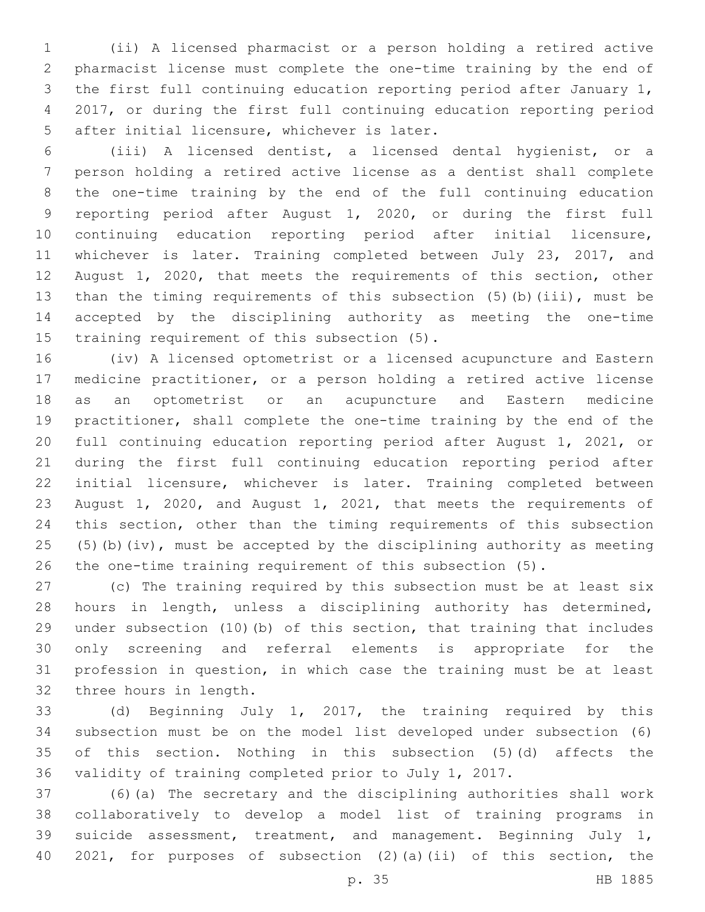(ii) A licensed pharmacist or a person holding a retired active pharmacist license must complete the one-time training by the end of the first full continuing education reporting period after January 1, 2017, or during the first full continuing education reporting period after initial licensure, whichever is later.

(iii) A licensed dentist, a licensed dental hygienist, or a person holding a retired active license as a dentist shall complete the one-time training by the end of the full continuing education reporting period after August 1, 2020, or during the first full continuing education reporting period after initial licensure, whichever is later. Training completed between July 23, 2017, and August 1, 2020, that meets the requirements of this section, other than the timing requirements of this subsection (5)(b)(iii), must be accepted by the disciplining authority as meeting the one-time training requirement of this subsection (5).

(iv) A licensed optometrist or a licensed acupuncture and Eastern medicine practitioner, or a person holding a retired active license as an optometrist or an acupuncture and Eastern medicine practitioner, shall complete the one-time training by the end of the full continuing education reporting period after August 1, 2021, or during the first full continuing education reporting period after initial licensure, whichever is later. Training completed between August 1, 2020, and August 1, 2021, that meets the requirements of this section, other than the timing requirements of this subsection (5)(b)(iv), must be accepted by the disciplining authority as meeting the one-time training requirement of this subsection (5).

(c) The training required by this subsection must be at least six hours in length, unless a disciplining authority has determined, under subsection (10)(b) of this section, that training that includes only screening and referral elements is appropriate for the profession in question, in which case the training must be at least three hours in length.

(d) Beginning July 1, 2017, the training required by this subsection must be on the model list developed under subsection (6) of this section. Nothing in this subsection (5)(d) affects the validity of training completed prior to July 1, 2017.

(6)(a) The secretary and the disciplining authorities shall work collaboratively to develop a model list of training programs in suicide assessment, treatment, and management. Beginning July 1, 2021, for purposes of subsection (2)(a)(ii) of this section, the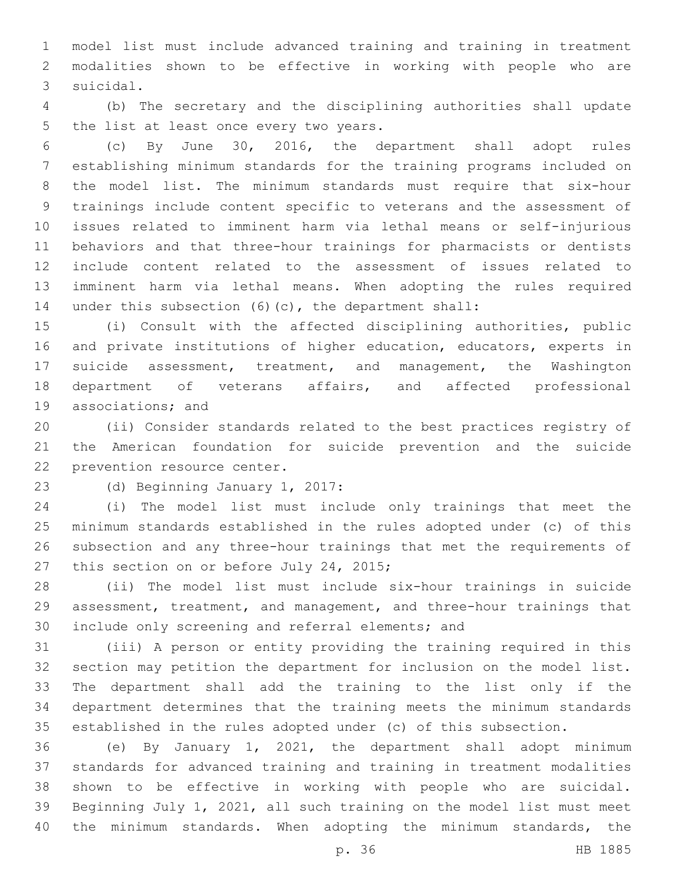model list must include advanced training and training in treatment modalities shown to be effective in working with people who are suicidal.

(b) The secretary and the disciplining authorities shall update the list at least once every two years.

(c) By June 30, 2016, the department shall adopt rules establishing minimum standards for the training programs included on the model list. The minimum standards must require that six-hour trainings include content specific to veterans and the assessment of issues related to imminent harm via lethal means or self-injurious behaviors and that three-hour trainings for pharmacists or dentists include content related to the assessment of issues related to imminent harm via lethal means. When adopting the rules required under this subsection (6)(c), the department shall:

(i) Consult with the affected disciplining authorities, public and private institutions of higher education, educators, experts in suicide assessment, treatment, and management, the Washington department of veterans affairs, and affected professional associations; and

(ii) Consider standards related to the best practices registry of the American foundation for suicide prevention and the suicide prevention resource center.

(d) Beginning January 1, 2017:

(i) The model list must include only trainings that meet the minimum standards established in the rules adopted under (c) of this subsection and any three-hour trainings that met the requirements of this section on or before July 24, 2015;

(ii) The model list must include six-hour trainings in suicide assessment, treatment, and management, and three-hour trainings that include only screening and referral elements; and

(iii) A person or entity providing the training required in this section may petition the department for inclusion on the model list. The department shall add the training to the list only if the department determines that the training meets the minimum standards established in the rules adopted under (c) of this subsection.

(e) By January 1, 2021, the department shall adopt minimum standards for advanced training and training in treatment modalities shown to be effective in working with people who are suicidal. Beginning July 1, 2021, all such training on the model list must meet the minimum standards. When adopting the minimum standards, the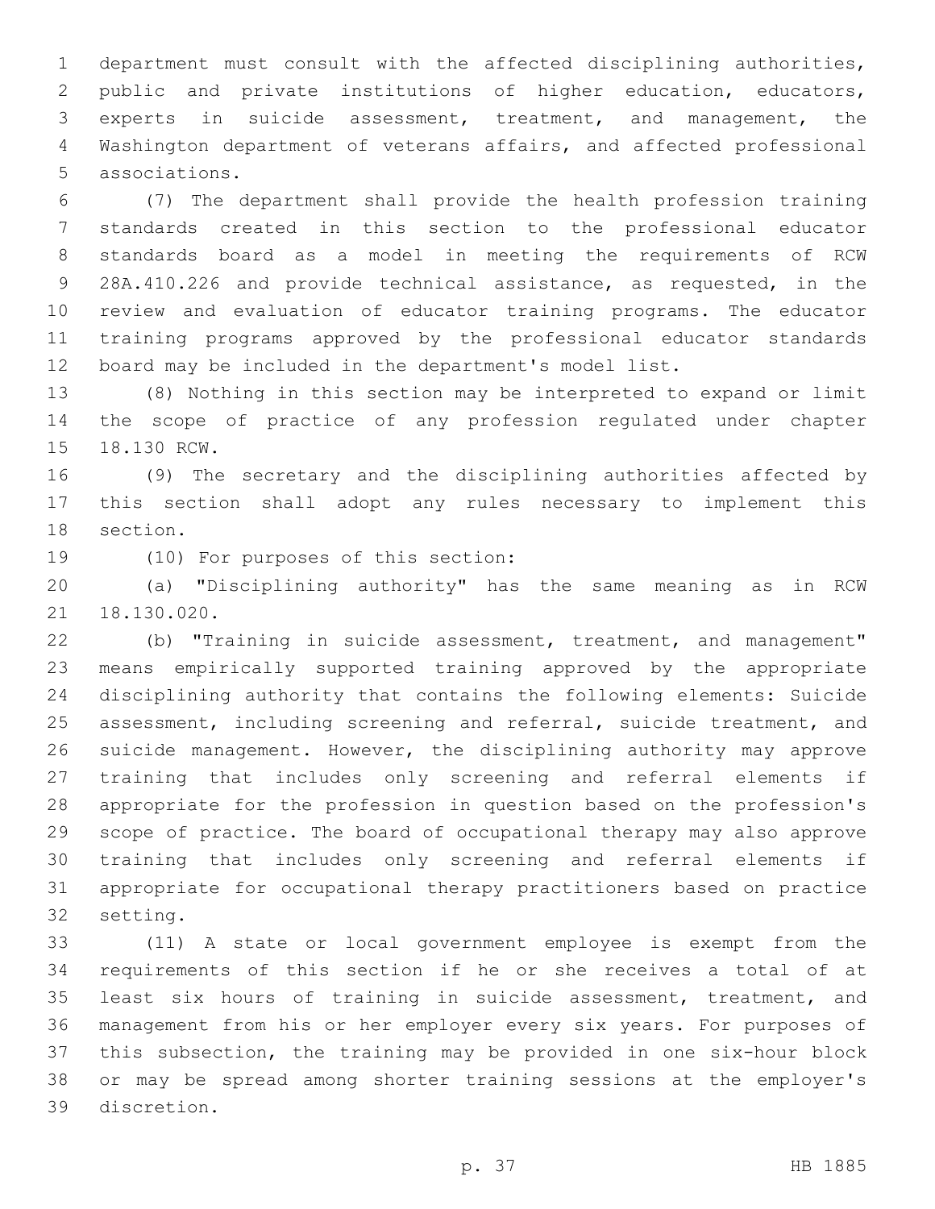department must consult with the affected disciplining authorities, public and private institutions of higher education, educators, experts in suicide assessment, treatment, and management, the Washington department of veterans affairs, and affected professional associations.

(7) The department shall provide the health profession training standards created in this section to the professional educator standards board as a model in meeting the requirements of RCW 28A.410.226 and provide technical assistance, as requested, in the review and evaluation of educator training programs. The educator training programs approved by the professional educator standards board may be included in the department's model list.

(8) Nothing in this section may be interpreted to expand or limit the scope of practice of any profession regulated under chapter 18.130 RCW.

(9) The secretary and the disciplining authorities affected by this section shall adopt any rules necessary to implement this section.

(10) For purposes of this section:

(a) "Disciplining authority" has the same meaning as in RCW 18.130.020.

(b) "Training in suicide assessment, treatment, and management" means empirically supported training approved by the appropriate disciplining authority that contains the following elements: Suicide assessment, including screening and referral, suicide treatment, and suicide management. However, the disciplining authority may approve training that includes only screening and referral elements if appropriate for the profession in question based on the profession's scope of practice. The board of occupational therapy may also approve training that includes only screening and referral elements if appropriate for occupational therapy practitioners based on practice setting.

(11) A state or local government employee is exempt from the requirements of this section if he or she receives a total of at least six hours of training in suicide assessment, treatment, and management from his or her employer every six years. For purposes of this subsection, the training may be provided in one six-hour block or may be spread among shorter training sessions at the employer's discretion.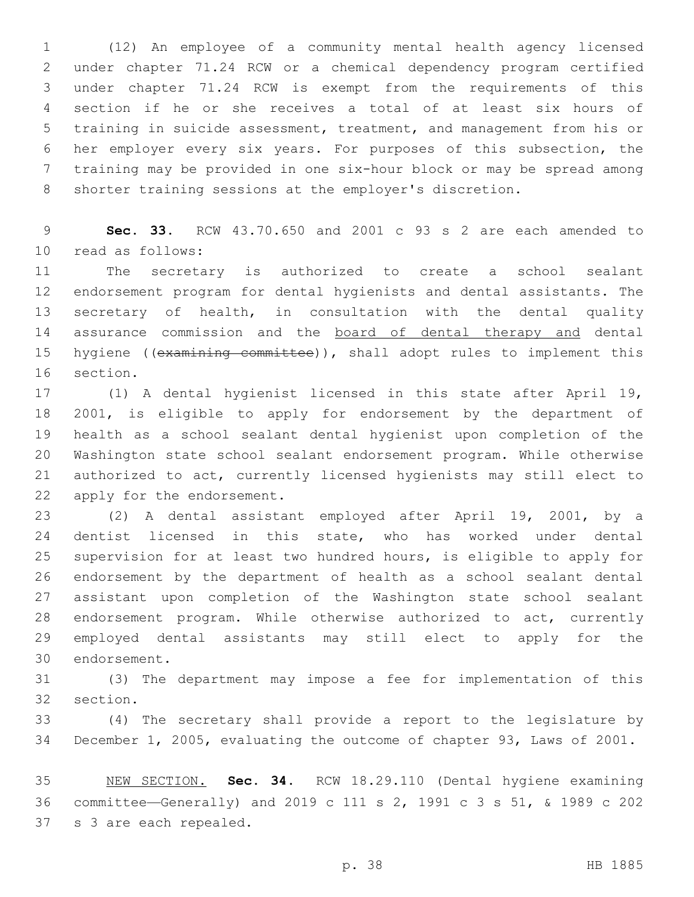(12) An employee of a community mental health agency licensed under chapter 71.24 RCW or a chemical dependency program certified under chapter 71.24 RCW is exempt from the requirements of this section if he or she receives a total of at least six hours of training in suicide assessment, treatment, and management from his or her employer every six years. For purposes of this subsection, the training may be provided in one six-hour block or may be spread among shorter training sessions at the employer's discretion.

**Sec. 33.** RCW 43.70.650 and 2001 c 93 s 2 are each amended to read as follows:

The secretary is authorized to create a school sealant endorsement program for dental hygienists and dental assistants. The secretary of health, in consultation with the dental quality assurance commission and the <u>board of dental therapy and</u> dental hygiene ((~~examining committee~~)), shall adopt rules to implement this section.

(1) A dental hygienist licensed in this state after April 19, 2001, is eligible to apply for endorsement by the department of health as a school sealant dental hygienist upon completion of the Washington state school sealant endorsement program. While otherwise authorized to act, currently licensed hygienists may still elect to apply for the endorsement.

(2) A dental assistant employed after April 19, 2001, by a dentist licensed in this state, who has worked under dental supervision for at least two hundred hours, is eligible to apply for endorsement by the department of health as a school sealant dental assistant upon completion of the Washington state school sealant endorsement program. While otherwise authorized to act, currently employed dental assistants may still elect to apply for the endorsement.

(3) The department may impose a fee for implementation of this section.

(4) The secretary shall provide a report to the legislature by December 1, 2005, evaluating the outcome of chapter 93, Laws of 2001.

<u>NEW SECTION.</u> **Sec. 34.** RCW 18.29.110 (Dental hygiene examining committee—Generally) and 2019 c 111 s 2, 1991 c 3 s 51, & 1989 c 202 s 3 are each repealed.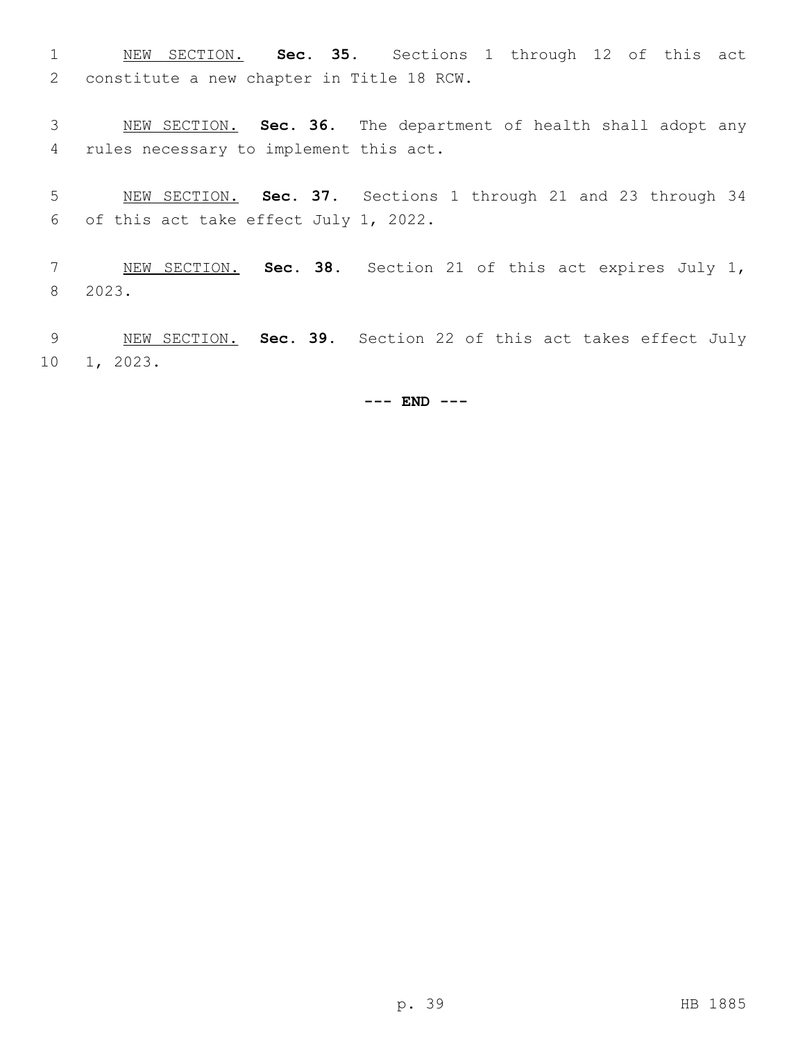NEW SECTION. **Sec. 35.** Sections 1 through 12 of this act constitute a new chapter in Title 18 RCW.

NEW SECTION. **Sec. 36.** The department of health shall adopt any rules necessary to implement this act.

NEW SECTION. **Sec. 37.** Sections 1 through 21 and 23 through 34 of this act take effect July 1, 2022.

NEW SECTION. **Sec. 38.** Section 21 of this act expires July 1, 2023.

NEW SECTION. **Sec. 39.** Section 22 of this act takes effect July 1, 2023.

**--- END ---**